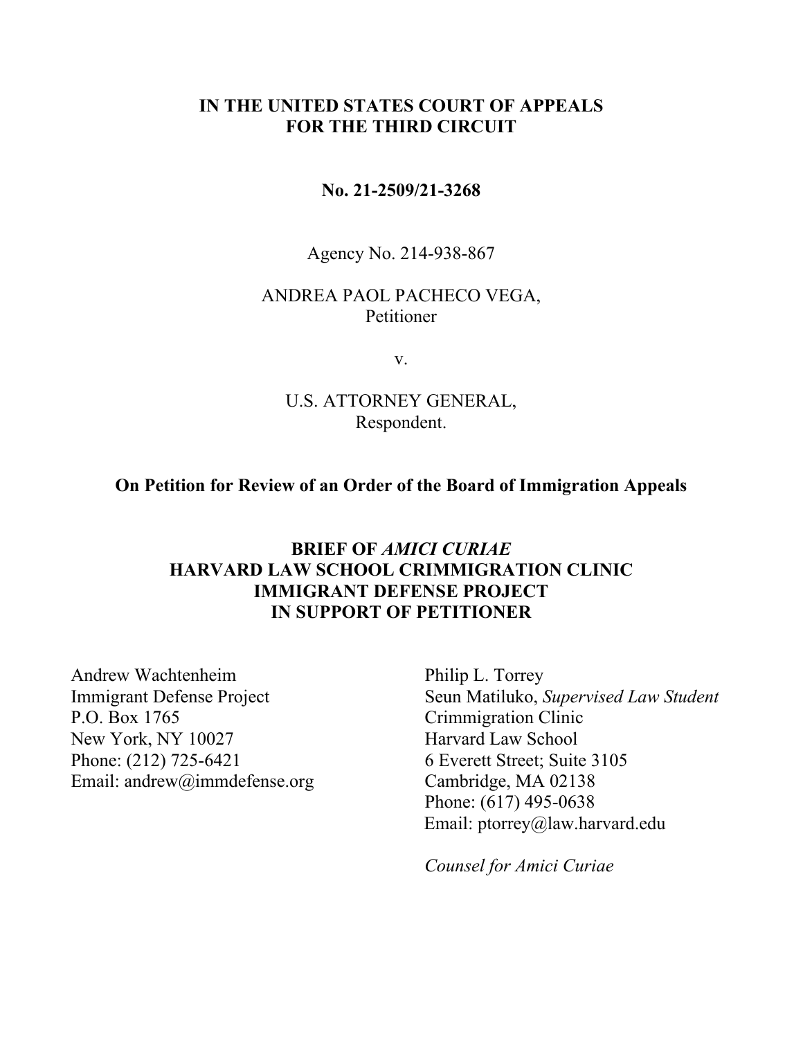**IN THE UNITED STATES COURT OF APPEALS**
**FOR THE THIRD CIRCUIT**

**No. 21-2509/21-3268**

Agency No. 214-938-867

ANDREA PAOL PACHECO VEGA,
Petitioner

v.

U.S. ATTORNEY GENERAL,
Respondent.

**On Petition for Review of an Order of the Board of Immigration Appeals**

**BRIEF OF *AMICI CURIAE***
**HARVARD LAW SCHOOL CRIMMIGRATION CLINIC**
**IMMIGRANT DEFENSE PROJECT**
**IN SUPPORT OF PETITIONER**

Andrew Wachtenheim
Immigrant Defense Project
P.O. Box 1765
New York, NY 10027
Phone: (212) 725-6421
Email: andrew@immdefense.org

Philip L. Torrey
Seun Matiluko, *Supervised Law Student*
Crimmigration Clinic
Harvard Law School
6 Everett Street; Suite 3105
Cambridge, MA 02138
Phone: (617) 495-0638
Email: ptorrey@law.harvard.edu

*Counsel for Amici Curiae*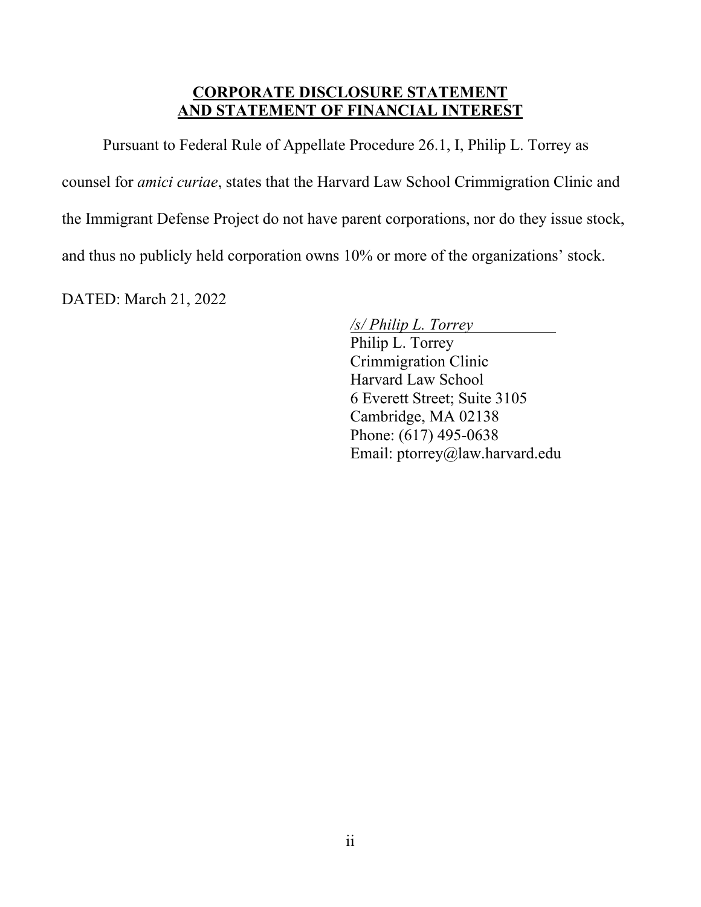## CORPORATE DISCLOSURE STATEMENT AND STATEMENT OF FINANCIAL INTEREST

Pursuant to Federal Rule of Appellate Procedure 26.1, I, Philip L. Torrey as counsel for *amici curiae*, states that the Harvard Law School Crimmigration Clinic and the Immigrant Defense Project do not have parent corporations, nor do they issue stock, and thus no publicly held corporation owns 10% or more of the organizations' stock.

DATED: March 21, 2022

*/s/ Philip L. Torrey*
Philip L. Torrey
Crimmigration Clinic
Harvard Law School
6 Everett Street; Suite 3105
Cambridge, MA 02138
Phone: (617) 495-0638
Email: ptorrey@law.harvard.edu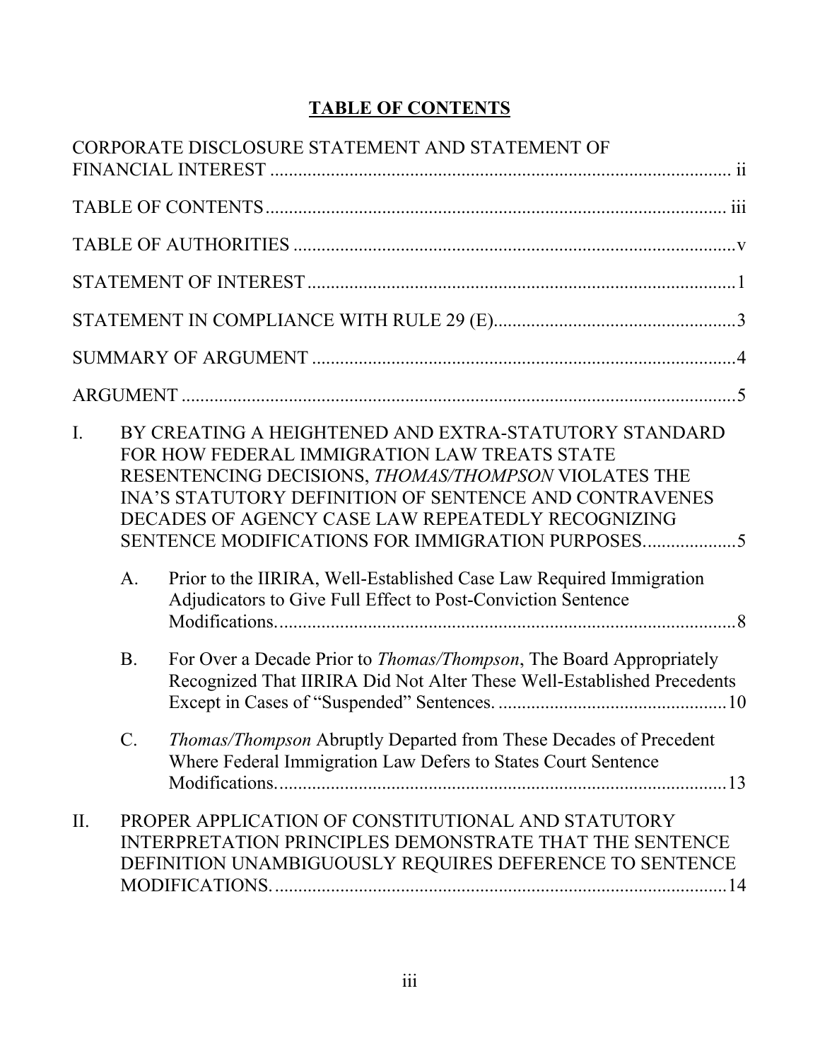# TABLE OF CONTENTS

CORPORATE DISCLOSURE STATEMENT AND STATEMENT OF FINANCIAL INTEREST ........................................................................................ ii

TABLE OF CONTENTS ........................................................................................ iii

TABLE OF AUTHORITIES ........................................................................................ v

STATEMENT OF INTEREST ........................................................................................ 1

STATEMENT IN COMPLIANCE WITH RULE 29 (E) ........................................................................................ 3

SUMMARY OF ARGUMENT ........................................................................................ 4

ARGUMENT ........................................................................................ 5

I. BY CREATING A HEIGHTENED AND EXTRA-STATUTORY STANDARD FOR HOW FEDERAL IMMIGRATION LAW TREATS STATE RESENTENCING DECISIONS, *THOMAS/THOMPSON* VIOLATES THE INA'S STATUTORY DEFINITION OF SENTENCE AND CONTRAVENES DECADES OF AGENCY CASE LAW REPEATEDLY RECOGNIZING SENTENCE MODIFICATIONS FOR IMMIGRATION PURPOSES. .................. 5

   A. Prior to the IIRIRA, Well-Established Case Law Required Immigration Adjudicators to Give Full Effect to Post-Conviction Sentence Modifications. .................................................................. 8

   B. For Over a Decade Prior to *Thomas/Thompson*, The Board Appropriately Recognized That IIRIRA Did Not Alter These Well-Established Precedents Except in Cases of "Suspended" Sentences. .................................................. 10

   C. *Thomas/Thompson* Abruptly Departed from These Decades of Precedent Where Federal Immigration Law Defers to States Court Sentence Modifications. .................................................................. 13

II. PROPER APPLICATION OF CONSTITUTIONAL AND STATUTORY INTERPRETATION PRINCIPLES DEMONSTRATE THAT THE SENTENCE DEFINITION UNAMBIGUOUSLY REQUIRES DEFERENCE TO SENTENCE MODIFICATIONS. .................................................................. 14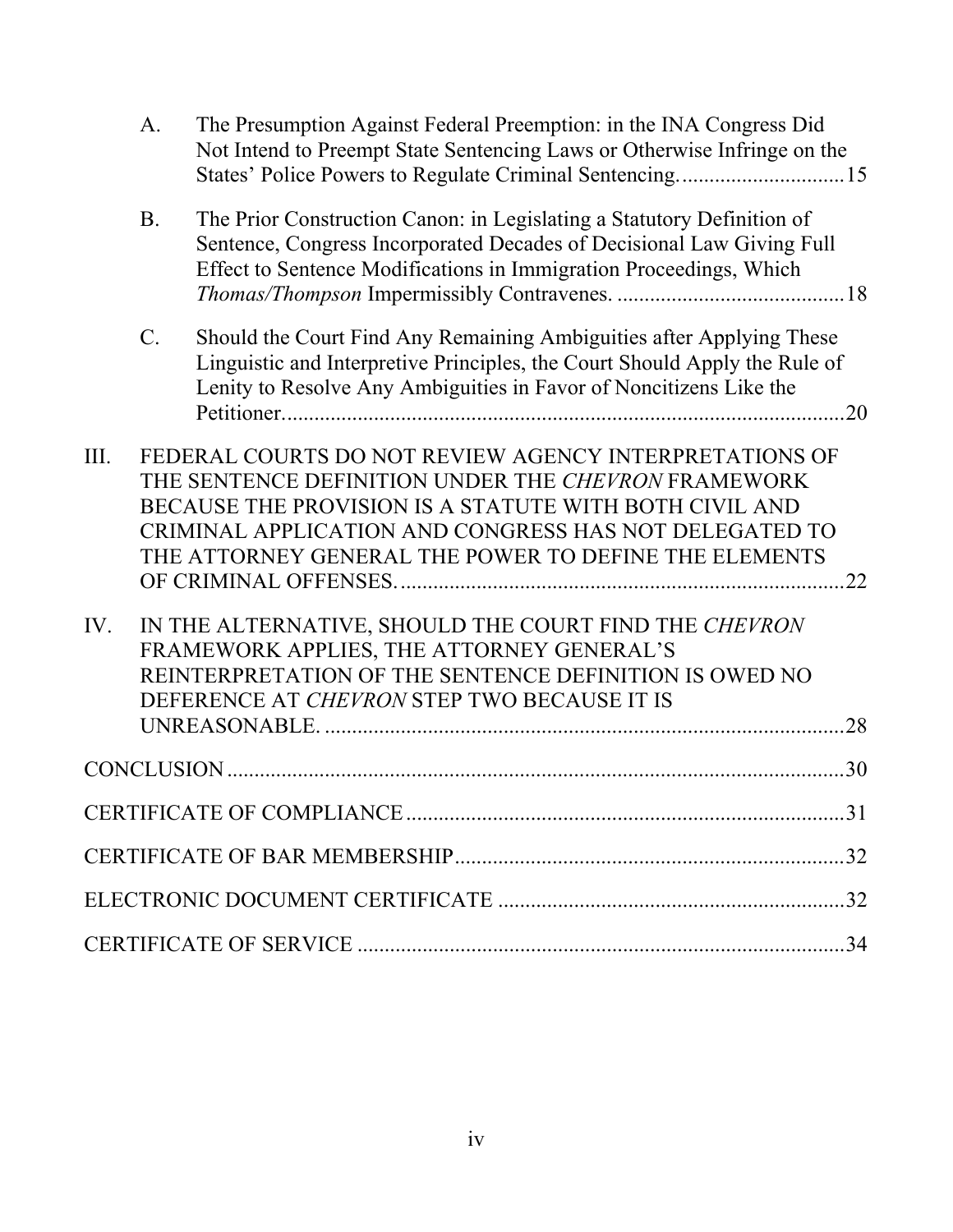A. The Presumption Against Federal Preemption: in the INA Congress Did Not Intend to Preempt State Sentencing Laws or Otherwise Infringe on the States' Police Powers to Regulate Criminal Sentencing. .............................15

B. The Prior Construction Canon: in Legislating a Statutory Definition of Sentence, Congress Incorporated Decades of Decisional Law Giving Full Effect to Sentence Modifications in Immigration Proceedings, Which *Thomas/Thompson* Impermissibly Contravenes. .........................................18

C. Should the Court Find Any Remaining Ambiguities after Applying These Linguistic and Interpretive Principles, the Court Should Apply the Rule of Lenity to Resolve Any Ambiguities in Favor of Noncitizens Like the Petitioner. .........................................................................................20

III. FEDERAL COURTS DO NOT REVIEW AGENCY INTERPRETATIONS OF THE SENTENCE DEFINITION UNDER THE *CHEVRON* FRAMEWORK BECAUSE THE PROVISION IS A STATUTE WITH BOTH CIVIL AND CRIMINAL APPLICATION AND CONGRESS HAS NOT DELEGATED TO THE ATTORNEY GENERAL THE POWER TO DEFINE THE ELEMENTS OF CRIMINAL OFFENSES. ..................................................................................22

IV. IN THE ALTERNATIVE, SHOULD THE COURT FIND THE *CHEVRON* FRAMEWORK APPLIES, THE ATTORNEY GENERAL'S REINTERPRETATION OF THE SENTENCE DEFINITION IS OWED NO DEFERENCE AT *CHEVRON* STEP TWO BECAUSE IT IS UNREASONABLE. .................................................................................28

CONCLUSION ..................................................................................................30

CERTIFICATE OF COMPLIANCE ..................................................................31

CERTIFICATE OF BAR MEMBERSHIP .........................................................32

ELECTRONIC DOCUMENT CERTIFICATE ...................................................32

CERTIFICATE OF SERVICE ...........................................................................34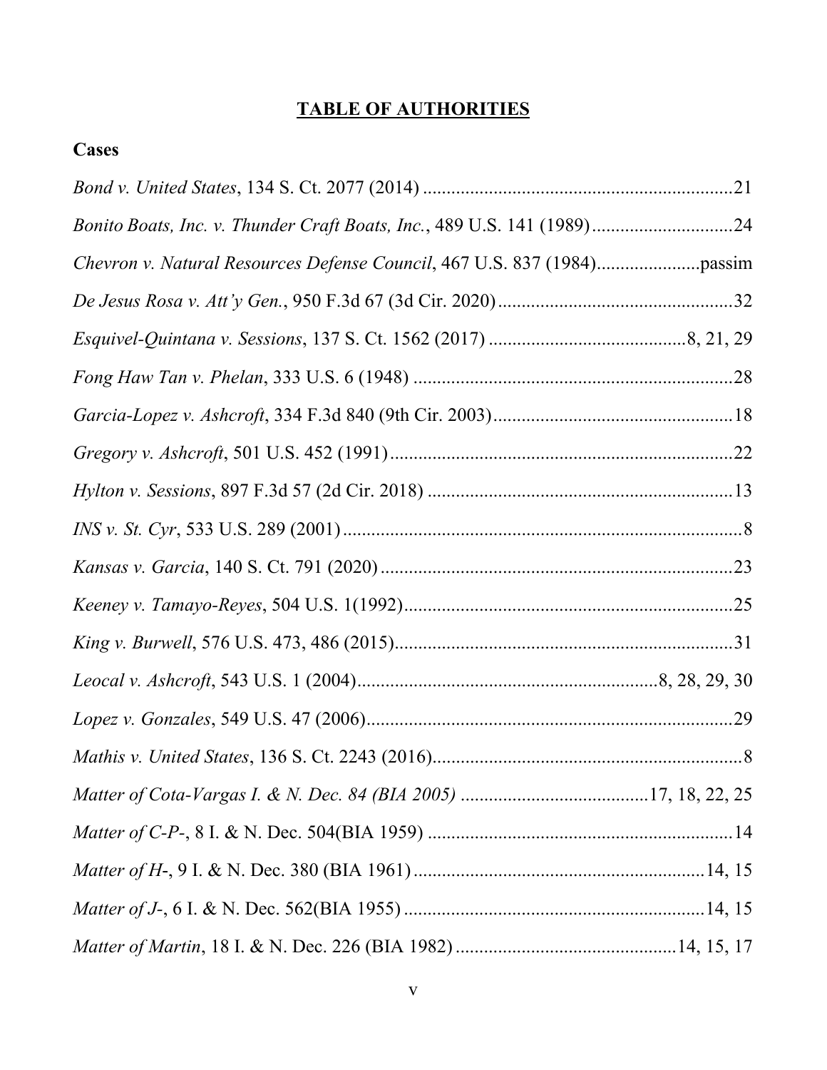# **TABLE OF AUTHORITIES**

## Cases

*Bond v. United States*, 134 S. Ct. 2077 (2014) .................................................................21

*Bonito Boats, Inc. v. Thunder Craft Boats, Inc.*, 489 U.S. 141 (1989)..............................24

*Chevron v. Natural Resources Defense Council*, 467 U.S. 837 (1984)......................passim

*De Jesus Rosa v. Att'y Gen.*, 950 F.3d 67 (3d Cir. 2020)..................................................32

*Esquivel-Quintana v. Sessions*, 137 S. Ct. 1562 (2017) ..........................................8, 21, 29

*Fong Haw Tan v. Phelan*, 333 U.S. 6 (1948) ....................................................................28

*Garcia-Lopez v. Ashcroft*, 334 F.3d 840 (9th Cir. 2003)...................................................18

*Gregory v. Ashcroft*, 501 U.S. 452 (1991).........................................................................22

*Hylton v. Sessions*, 897 F.3d 57 (2d Cir. 2018) .................................................................13

*INS v. St. Cyr*, 533 U.S. 289 (2001)....................................................................................8

*Kansas v. Garcia*, 140 S. Ct. 791 (2020)...........................................................................23

*Keeney v. Tamayo-Reyes*, 504 U.S. 1(1992).......................................................................25

*King v. Burwell*, 576 U.S. 473, 486 (2015)........................................................................31

*Leocal v. Ashcroft*, 543 U.S. 1 (2004)................................................................8, 28, 29, 30

*Lopez v. Gonzales*, 549 U.S. 47 (2006)..............................................................................29

*Mathis v. United States*, 136 S. Ct. 2243 (2016)..................................................................8

*Matter of Cota-Vargas I. & N. Dec. 84 (BIA 2005)* ........................................17, 18, 22, 25

*Matter of C-P-*, 8 I. & N. Dec. 504(BIA 1959) .................................................................14

*Matter of H-*, 9 I. & N. Dec. 380 (BIA 1961)..............................................................14, 15

*Matter of J-*, 6 I. & N. Dec. 562(BIA 1955) ................................................................14, 15

*Matter of Martin*, 18 I. & N. Dec. 226 (BIA 1982) ...............................................14, 15, 17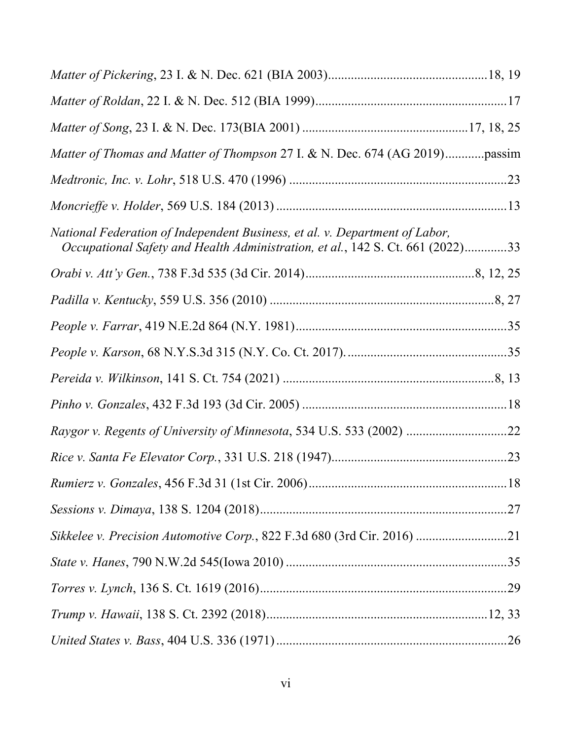*Matter of Pickering*, 23 I. & N. Dec. 621 (BIA 2003)................................................18, 19

*Matter of Roldan*, 22 I. & N. Dec. 512 (BIA 1999)..........................................................17

*Matter of Song*, 23 I. & N. Dec. 173(BIA 2001) ..................................................17, 18, 25

*Matter of Thomas and Matter of Thompson* 27 I. & N. Dec. 674 (AG 2019)............passim

*Medtronic, Inc. v. Lohr*, 518 U.S. 470 (1996) ..................................................................23

*Moncrieffe v. Holder*, 569 U.S. 184 (2013) ......................................................................13

*National Federation of Independent Business, et al. v. Department of Labor, Occupational Safety and Health Administration, et al.*, 142 S. Ct. 661 (2022).............33

*Orabi v. Att'y Gen.*, 738 F.3d 535 (3d Cir. 2014)...................................................8, 12, 25

*Padilla v. Kentucky*, 559 U.S. 356 (2010) ....................................................................8, 27

*People v. Farrar*, 419 N.E.2d 864 (N.Y. 1981)................................................................35

*People v. Karson*, 68 N.Y.S.3d 315 (N.Y. Co. Ct. 2017)..................................................35

*Pereida v. Wilkinson*, 141 S. Ct. 754 (2021) .................................................................8, 13

*Pinho v. Gonzales*, 432 F.3d 193 (3d Cir. 2005) ..............................................................18

*Raygor v. Regents of University of Minnesota*, 534 U.S. 533 (2002) ...............................22

*Rice v. Santa Fe Elevator Corp.*, 331 U.S. 218 (1947).....................................................23

*Rumierz v. Gonzales*, 456 F.3d 31 (1st Cir. 2006)............................................................18

*Sessions v. Dimaya*, 138 S. 1204 (2018)..........................................................................27

*Sikkelee v. Precision Automotive Corp.*, 822 F.3d 680 (3rd Cir. 2016) ...........................21

*State v. Hanes*, 790 N.W.2d 545(Iowa 2010) ....................................................................35

*Torres v. Lynch*, 136 S. Ct. 1619 (2016)...........................................................................29

*Trump v. Hawaii*, 138 S. Ct. 2392 (2018)....................................................................12, 33

*United States v. Bass*, 404 U.S. 336 (1971) ....................................................................26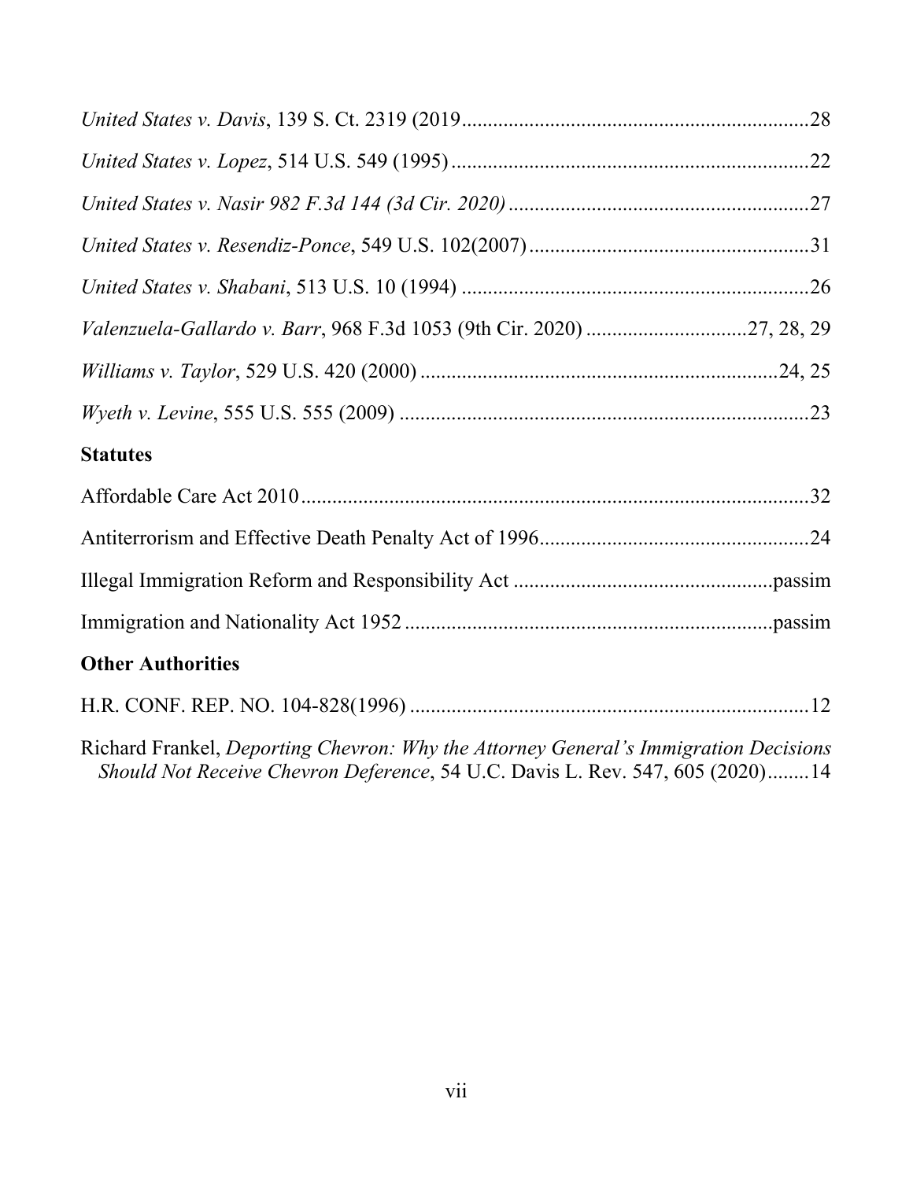*United States v. Davis*, 139 S. Ct. 2319 (2019 .......................................................... 28

*United States v. Lopez*, 514 U.S. 549 (1995) ............................................................. 22

*United States v. Nasir 982 F.3d 144 (3d Cir. 2020)* .................................................. 27

*United States v. Resendiz-Ponce*, 549 U.S. 102(2007) ............................................... 31

*United States v. Shabani*, 513 U.S. 10 (1994) ............................................................ 26

*Valenzuela-Gallardo v. Barr*, 968 F.3d 1053 (9th Cir. 2020) ............................. 27, 28, 29

*Williams v. Taylor*, 529 U.S. 420 (2000) ............................................................. 24, 25

*Wyeth v. Levine*, 555 U.S. 555 (2009) ....................................................................... 23

## Statutes

Affordable Care Act 2010 .......................................................................................... 32

Antiterrorism and Effective Death Penalty Act of 1996 ............................................... 24

Illegal Immigration Reform and Responsibility Act ............................................ passim

Immigration and Nationality Act 1952 ................................................................ passim

## Other Authorities

H.R. CONF. REP. NO. 104-828(1996) ........................................................................ 12

Richard Frankel, *Deporting Chevron: Why the Attorney General's Immigration Decisions Should Not Receive Chevron Deference*, 54 U.C. Davis L. Rev. 547, 605 (2020) ........ 14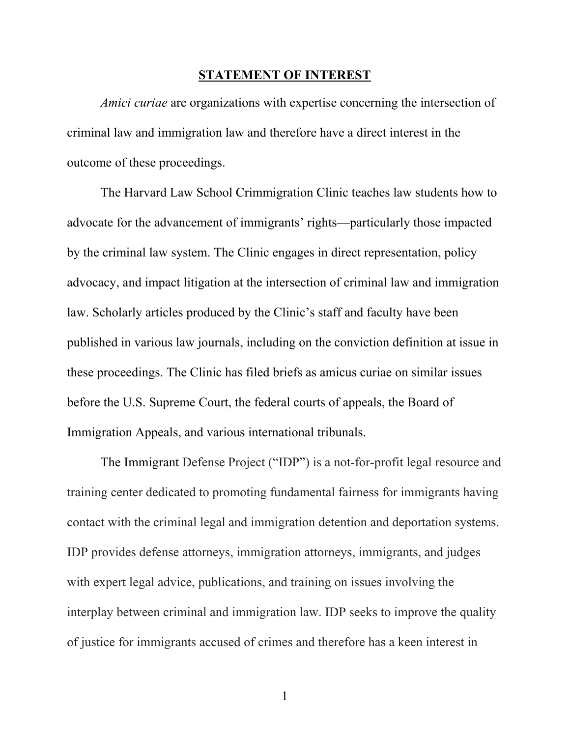## STATEMENT OF INTEREST

*Amici curiae* are organizations with expertise concerning the intersection of criminal law and immigration law and therefore have a direct interest in the outcome of these proceedings.

The Harvard Law School Crimmigration Clinic teaches law students how to advocate for the advancement of immigrants' rights—particularly those impacted by the criminal law system. The Clinic engages in direct representation, policy advocacy, and impact litigation at the intersection of criminal law and immigration law. Scholarly articles produced by the Clinic's staff and faculty have been published in various law journals, including on the conviction definition at issue in these proceedings. The Clinic has filed briefs as amicus curiae on similar issues before the U.S. Supreme Court, the federal courts of appeals, the Board of Immigration Appeals, and various international tribunals.

The Immigrant Defense Project ("IDP") is a not-for-profit legal resource and training center dedicated to promoting fundamental fairness for immigrants having contact with the criminal legal and immigration detention and deportation systems. IDP provides defense attorneys, immigration attorneys, immigrants, and judges with expert legal advice, publications, and training on issues involving the interplay between criminal and immigration law. IDP seeks to improve the quality of justice for immigrants accused of crimes and therefore has a keen interest in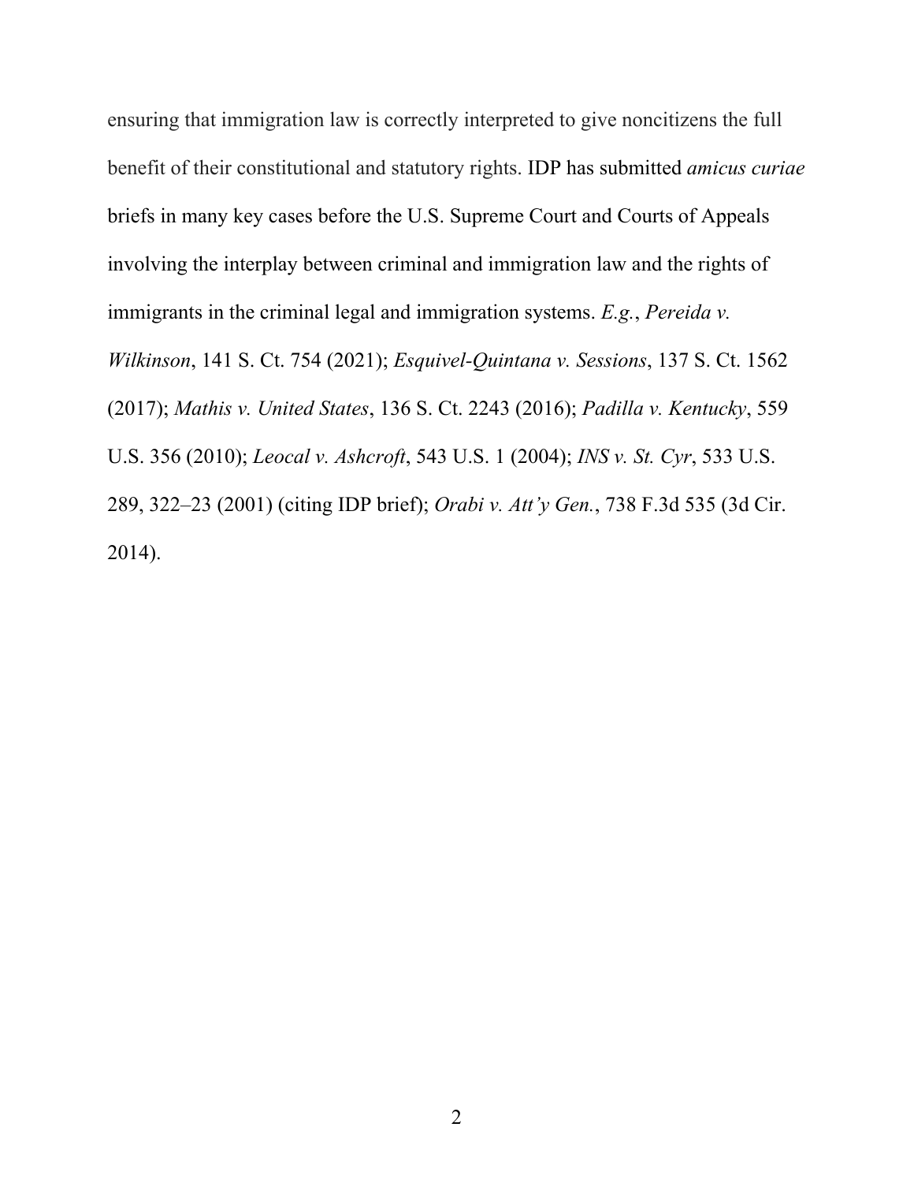ensuring that immigration law is correctly interpreted to give noncitizens the full benefit of their constitutional and statutory rights. IDP has submitted *amicus curiae* briefs in many key cases before the U.S. Supreme Court and Courts of Appeals involving the interplay between criminal and immigration law and the rights of immigrants in the criminal legal and immigration systems. *E.g.*, *Pereida v. Wilkinson*, 141 S. Ct. 754 (2021); *Esquivel-Quintana v. Sessions*, 137 S. Ct. 1562 (2017); *Mathis v. United States*, 136 S. Ct. 2243 (2016); *Padilla v. Kentucky*, 559 U.S. 356 (2010); *Leocal v. Ashcroft*, 543 U.S. 1 (2004); *INS v. St. Cyr*, 533 U.S. 289, 322–23 (2001) (citing IDP brief); *Orabi v. Att'y Gen.*, 738 F.3d 535 (3d Cir. 2014).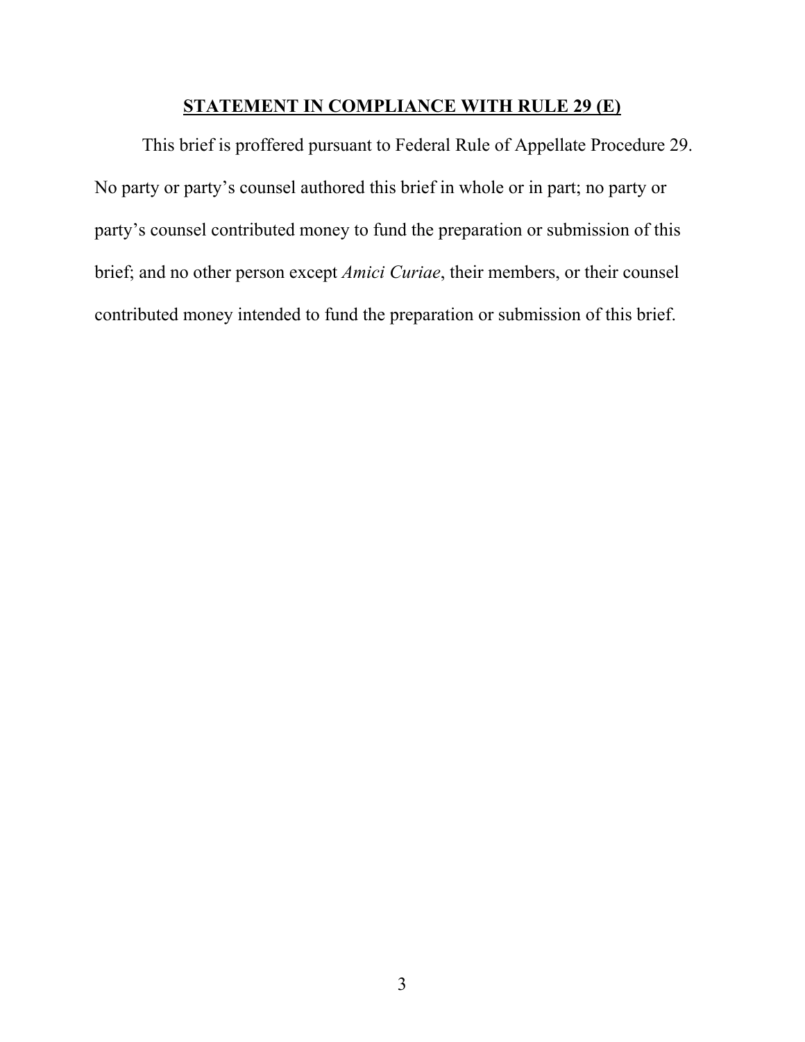## **STATEMENT IN COMPLIANCE WITH RULE 29 (E)**

This brief is proffered pursuant to Federal Rule of Appellate Procedure 29. No party or party's counsel authored this brief in whole or in part; no party or party's counsel contributed money to fund the preparation or submission of this brief; and no other person except *Amici Curiae*, their members, or their counsel contributed money intended to fund the preparation or submission of this brief.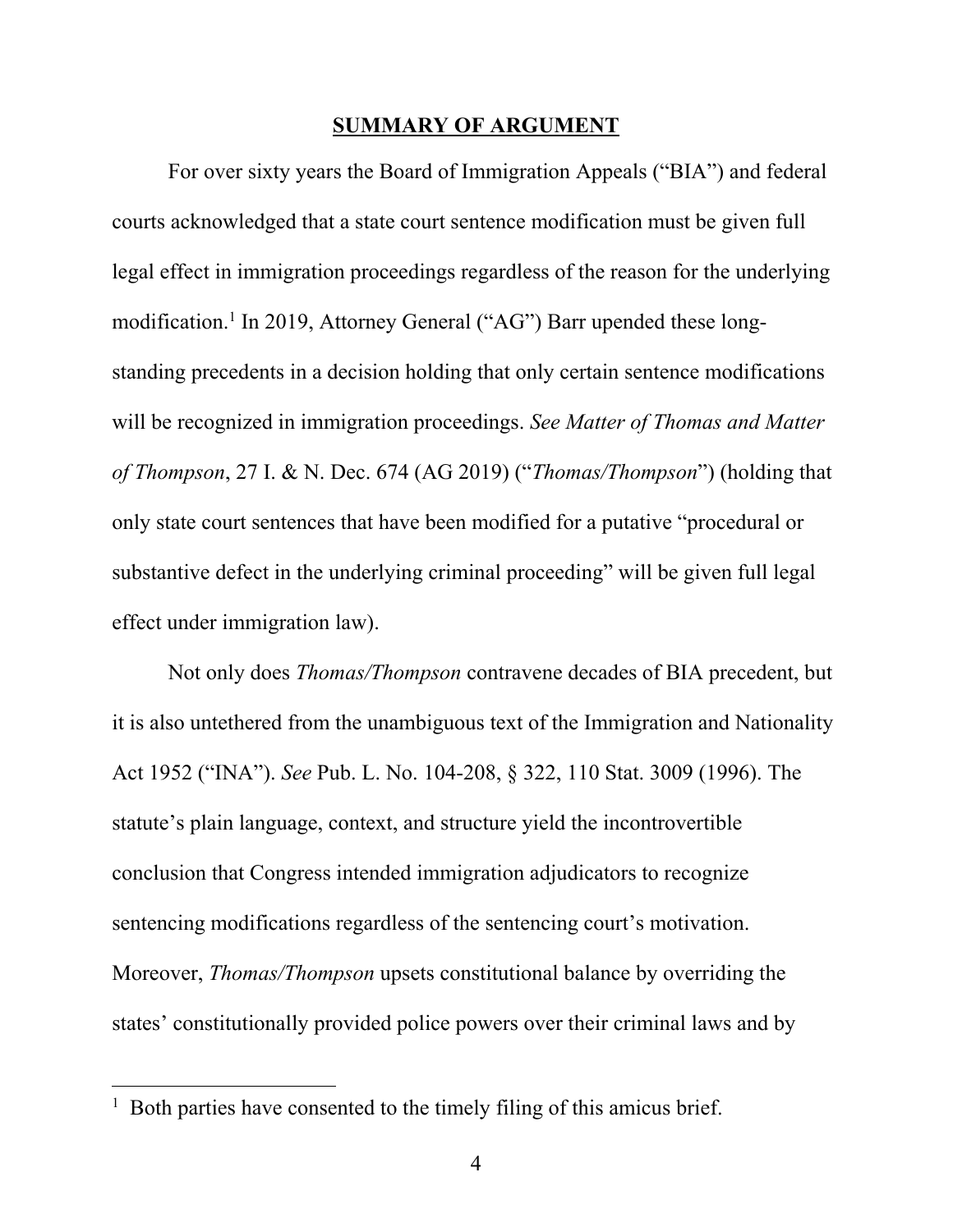## SUMMARY OF ARGUMENT

For over sixty years the Board of Immigration Appeals ("BIA") and federal courts acknowledged that a state court sentence modification must be given full legal effect in immigration proceedings regardless of the reason for the underlying modification.[1] In 2019, Attorney General ("AG") Barr upended these long-standing precedents in a decision holding that only certain sentence modifications will be recognized in immigration proceedings. *See Matter of Thomas and Matter of Thompson*, 27 I. & N. Dec. 674 (AG 2019) ("*Thomas/Thompson*") (holding that only state court sentences that have been modified for a putative "procedural or substantive defect in the underlying criminal proceeding" will be given full legal effect under immigration law).

Not only does *Thomas/Thompson* contravene decades of BIA precedent, but it is also untethered from the unambiguous text of the Immigration and Nationality Act 1952 ("INA"). *See* Pub. L. No. 104-208, § 322, 110 Stat. 3009 (1996). The statute's plain language, context, and structure yield the incontrovertible conclusion that Congress intended immigration adjudicators to recognize sentencing modifications regardless of the sentencing court's motivation. Moreover, *Thomas/Thompson* upsets constitutional balance by overriding the states' constitutionally provided police powers over their criminal laws and by

[1] Both parties have consented to the timely filing of this amicus brief.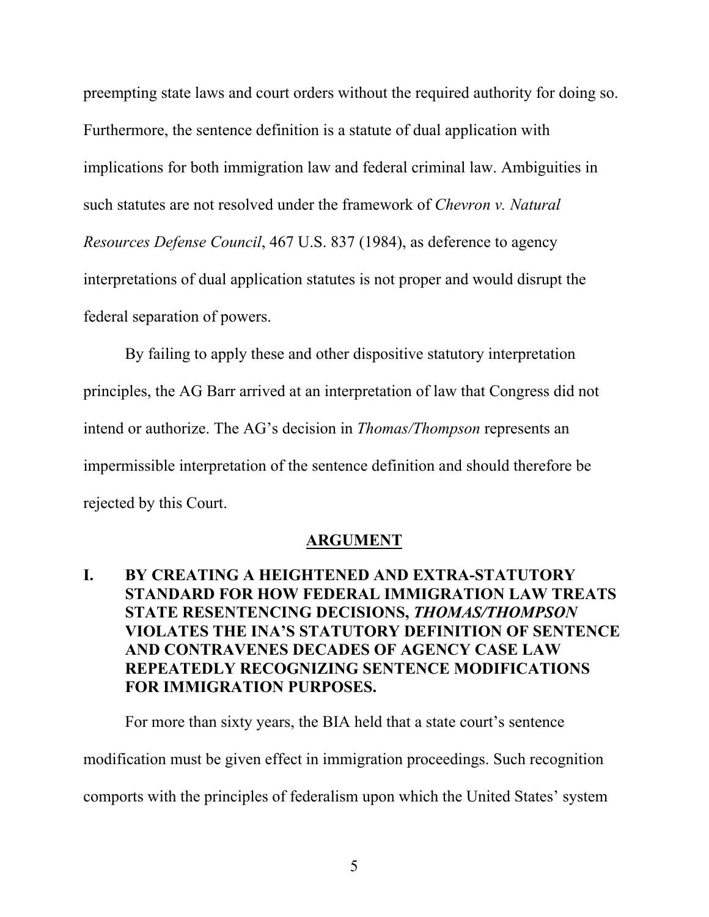preempting state laws and court orders without the required authority for doing so. Furthermore, the sentence definition is a statute of dual application with implications for both immigration law and federal criminal law. Ambiguities in such statutes are not resolved under the framework of *Chevron v. Natural Resources Defense Council*, 467 U.S. 837 (1984), as deference to agency interpretations of dual application statutes is not proper and would disrupt the federal separation of powers.

By failing to apply these and other dispositive statutory interpretation principles, the AG Barr arrived at an interpretation of law that Congress did not intend or authorize. The AG's decision in *Thomas/Thompson* represents an impermissible interpretation of the sentence definition and should therefore be rejected by this Court.

## ARGUMENT

### I. BY CREATING A HEIGHTENED AND EXTRA-STATUTORY STANDARD FOR HOW FEDERAL IMMIGRATION LAW TREATS STATE RESENTENCING DECISIONS, *THOMAS/THOMPSON* VIOLATES THE INA'S STATUTORY DEFINITION OF SENTENCE AND CONTRAVENES DECADES OF AGENCY CASE LAW REPEATEDLY RECOGNIZING SENTENCE MODIFICATIONS FOR IMMIGRATION PURPOSES.

For more than sixty years, the BIA held that a state court's sentence modification must be given effect in immigration proceedings. Such recognition comports with the principles of federalism upon which the United States' system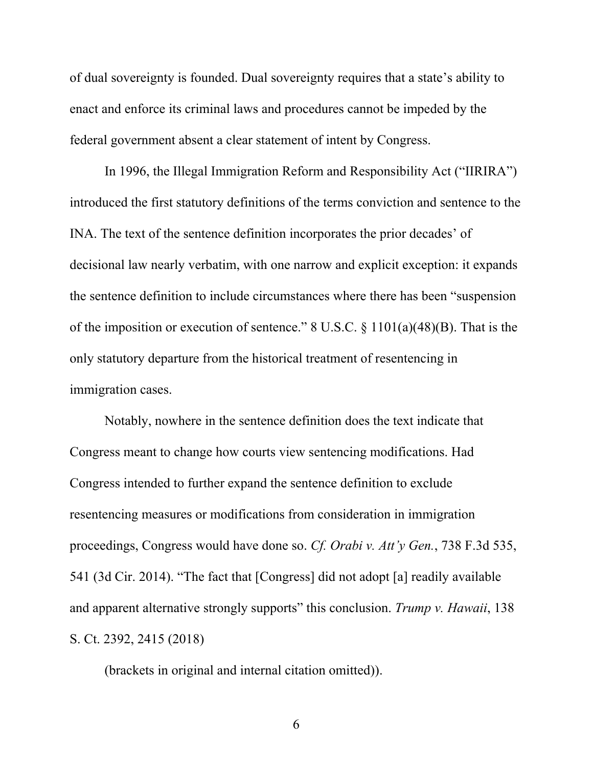of dual sovereignty is founded. Dual sovereignty requires that a state's ability to enact and enforce its criminal laws and procedures cannot be impeded by the federal government absent a clear statement of intent by Congress.

In 1996, the Illegal Immigration Reform and Responsibility Act ("IIRIRA") introduced the first statutory definitions of the terms conviction and sentence to the INA. The text of the sentence definition incorporates the prior decades' of decisional law nearly verbatim, with one narrow and explicit exception: it expands the sentence definition to include circumstances where there has been "suspension of the imposition or execution of sentence." 8 U.S.C. § 1101(a)(48)(B). That is the only statutory departure from the historical treatment of resentencing in immigration cases.

Notably, nowhere in the sentence definition does the text indicate that Congress meant to change how courts view sentencing modifications. Had Congress intended to further expand the sentence definition to exclude resentencing measures or modifications from consideration in immigration proceedings, Congress would have done so. *Cf. Orabi v. Att'y Gen.*, 738 F.3d 535, 541 (3d Cir. 2014). "The fact that [Congress] did not adopt [a] readily available and apparent alternative strongly supports" this conclusion. *Trump v. Hawaii*, 138 S. Ct. 2392, 2415 (2018)

(brackets in original and internal citation omitted)).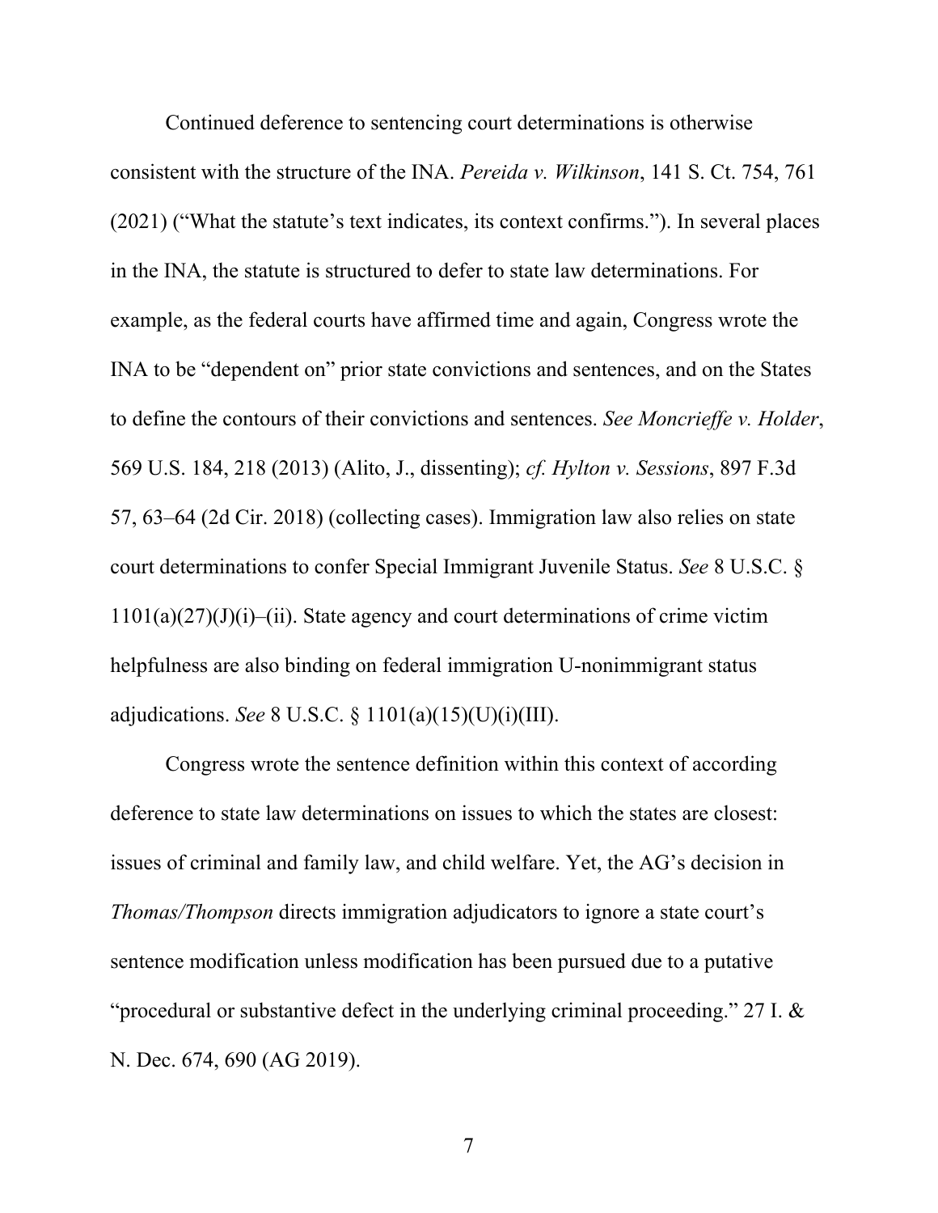Continued deference to sentencing court determinations is otherwise consistent with the structure of the INA. *Pereida v. Wilkinson*, 141 S. Ct. 754, 761 (2021) ("What the statute's text indicates, its context confirms."). In several places in the INA, the statute is structured to defer to state law determinations. For example, as the federal courts have affirmed time and again, Congress wrote the INA to be "dependent on" prior state convictions and sentences, and on the States to define the contours of their convictions and sentences. *See Moncrieffe v. Holder*, 569 U.S. 184, 218 (2013) (Alito, J., dissenting); *cf. Hylton v. Sessions*, 897 F.3d 57, 63–64 (2d Cir. 2018) (collecting cases). Immigration law also relies on state court determinations to confer Special Immigrant Juvenile Status. *See* 8 U.S.C. § 1101(a)(27)(J)(i)–(ii). State agency and court determinations of crime victim helpfulness are also binding on federal immigration U-nonimmigrant status adjudications. *See* 8 U.S.C. § 1101(a)(15)(U)(i)(III).

Congress wrote the sentence definition within this context of according deference to state law determinations on issues to which the states are closest: issues of criminal and family law, and child welfare. Yet, the AG's decision in *Thomas/Thompson* directs immigration adjudicators to ignore a state court's sentence modification unless modification has been pursued due to a putative "procedural or substantive defect in the underlying criminal proceeding." 27 I. & N. Dec. 674, 690 (AG 2019).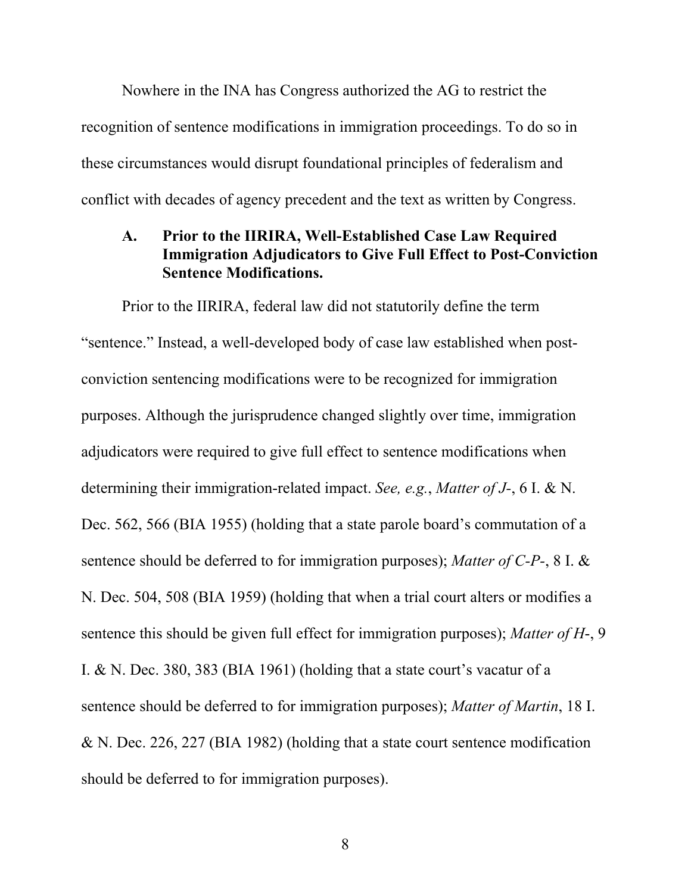Nowhere in the INA has Congress authorized the AG to restrict the recognition of sentence modifications in immigration proceedings. To do so in these circumstances would disrupt foundational principles of federalism and conflict with decades of agency precedent and the text as written by Congress.

### A. Prior to the IIRIRA, Well-Established Case Law Required Immigration Adjudicators to Give Full Effect to Post-Conviction Sentence Modifications.

Prior to the IIRIRA, federal law did not statutorily define the term "sentence." Instead, a well-developed body of case law established when post-conviction sentencing modifications were to be recognized for immigration purposes. Although the jurisprudence changed slightly over time, immigration adjudicators were required to give full effect to sentence modifications when determining their immigration-related impact. *See, e.g.*, *Matter of J-*, 6 I. & N. Dec. 562, 566 (BIA 1955) (holding that a state parole board's commutation of a sentence should be deferred to for immigration purposes); *Matter of C-P-*, 8 I. & N. Dec. 504, 508 (BIA 1959) (holding that when a trial court alters or modifies a sentence this should be given full effect for immigration purposes); *Matter of H-*, 9 I. & N. Dec. 380, 383 (BIA 1961) (holding that a state court's vacatur of a sentence should be deferred to for immigration purposes); *Matter of Martin*, 18 I. & N. Dec. 226, 227 (BIA 1982) (holding that a state court sentence modification should be deferred to for immigration purposes).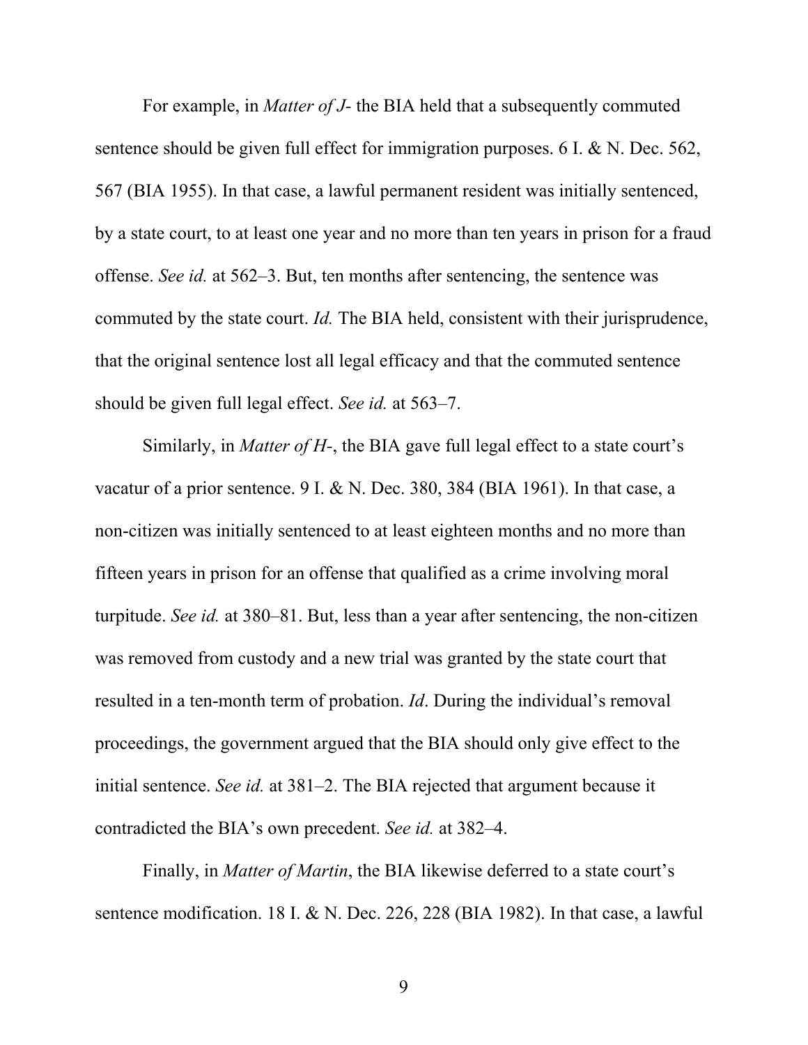For example, in *Matter of J-* the BIA held that a subsequently commuted sentence should be given full effect for immigration purposes. 6 I. & N. Dec. 562, 567 (BIA 1955). In that case, a lawful permanent resident was initially sentenced, by a state court, to at least one year and no more than ten years in prison for a fraud offense. *See id.* at 562–3. But, ten months after sentencing, the sentence was commuted by the state court. *Id.* The BIA held, consistent with their jurisprudence, that the original sentence lost all legal efficacy and that the commuted sentence should be given full legal effect. *See id.* at 563–7.

Similarly, in *Matter of H-*, the BIA gave full legal effect to a state court's vacatur of a prior sentence. 9 I. & N. Dec. 380, 384 (BIA 1961). In that case, a non-citizen was initially sentenced to at least eighteen months and no more than fifteen years in prison for an offense that qualified as a crime involving moral turpitude. *See id.* at 380–81. But, less than a year after sentencing, the non-citizen was removed from custody and a new trial was granted by the state court that resulted in a ten-month term of probation. *Id*. During the individual's removal proceedings, the government argued that the BIA should only give effect to the initial sentence. *See id.* at 381–2. The BIA rejected that argument because it contradicted the BIA's own precedent. *See id.* at 382–4.

Finally, in *Matter of Martin*, the BIA likewise deferred to a state court's sentence modification. 18 I. & N. Dec. 226, 228 (BIA 1982). In that case, a lawful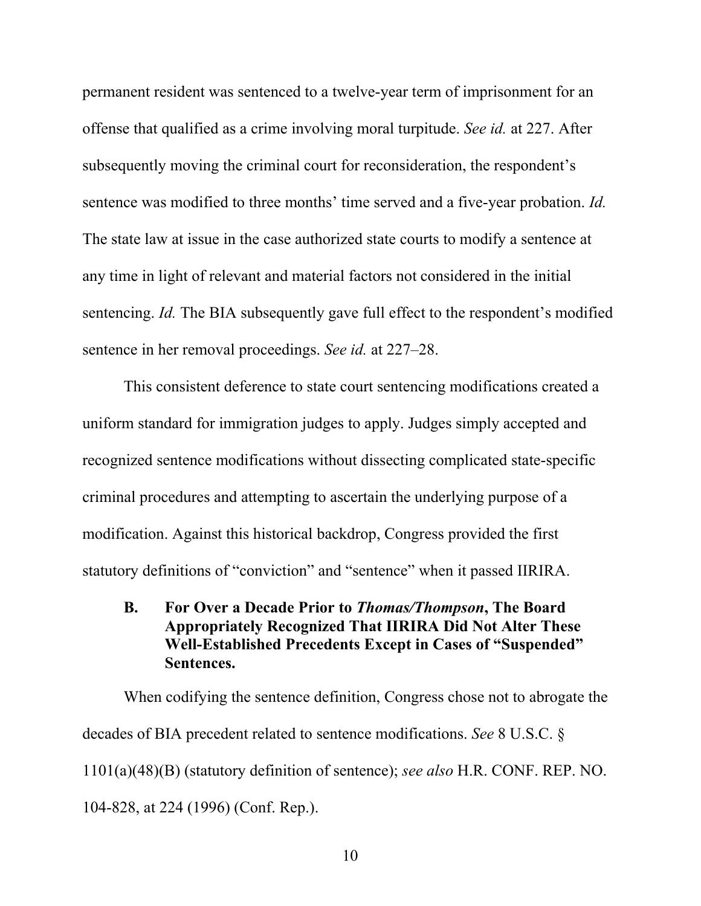permanent resident was sentenced to a twelve-year term of imprisonment for an offense that qualified as a crime involving moral turpitude. *See id.* at 227. After subsequently moving the criminal court for reconsideration, the respondent's sentence was modified to three months' time served and a five-year probation. *Id.* The state law at issue in the case authorized state courts to modify a sentence at any time in light of relevant and material factors not considered in the initial sentencing. *Id.* The BIA subsequently gave full effect to the respondent's modified sentence in her removal proceedings. *See id.* at 227–28.

This consistent deference to state court sentencing modifications created a uniform standard for immigration judges to apply. Judges simply accepted and recognized sentence modifications without dissecting complicated state-specific criminal procedures and attempting to ascertain the underlying purpose of a modification. Against this historical backdrop, Congress provided the first statutory definitions of "conviction" and "sentence" when it passed IIRIRA.

### B. For Over a Decade Prior to *Thomas/Thompson*, The Board Appropriately Recognized That IIRIRA Did Not Alter These Well-Established Precedents Except in Cases of "Suspended" Sentences.

When codifying the sentence definition, Congress chose not to abrogate the decades of BIA precedent related to sentence modifications. *See* 8 U.S.C. § 1101(a)(48)(B) (statutory definition of sentence); *see also* H.R. CONF. REP. NO. 104-828, at 224 (1996) (Conf. Rep.).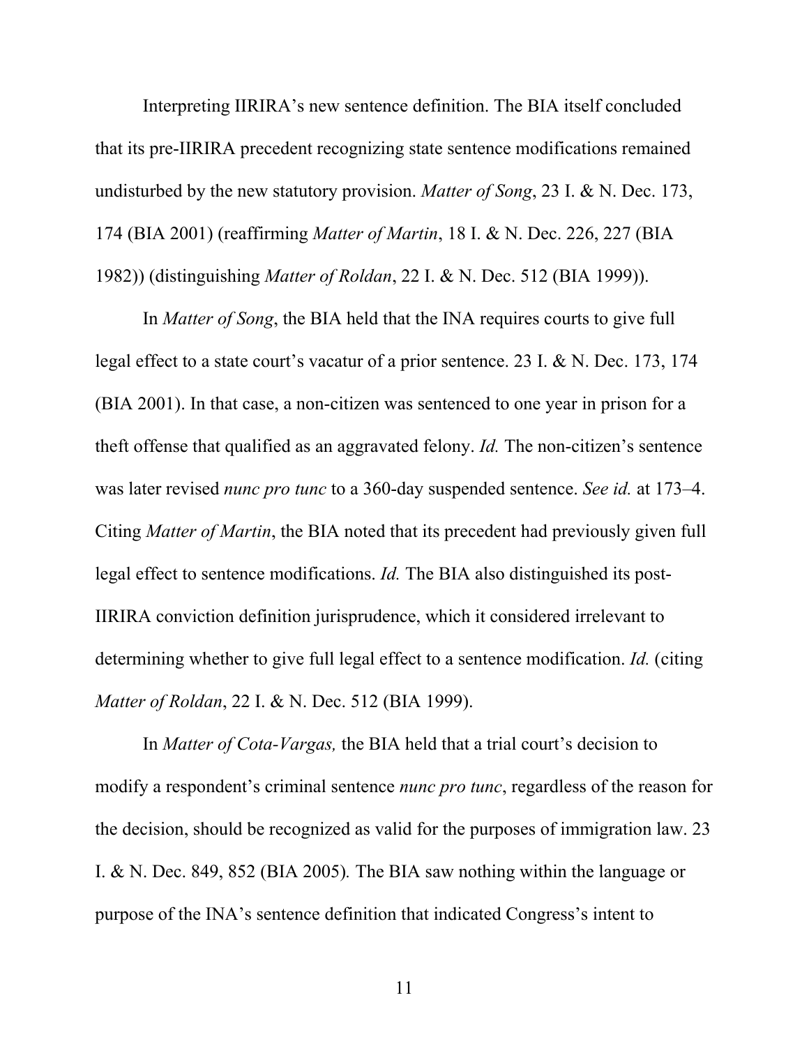Interpreting IIRIRA's new sentence definition. The BIA itself concluded that its pre-IIRIRA precedent recognizing state sentence modifications remained undisturbed by the new statutory provision. *Matter of Song*, 23 I. & N. Dec. 173, 174 (BIA 2001) (reaffirming *Matter of Martin*, 18 I. & N. Dec. 226, 227 (BIA 1982)) (distinguishing *Matter of Roldan*, 22 I. & N. Dec. 512 (BIA 1999)).

In *Matter of Song*, the BIA held that the INA requires courts to give full legal effect to a state court's vacatur of a prior sentence. 23 I. & N. Dec. 173, 174 (BIA 2001). In that case, a non-citizen was sentenced to one year in prison for a theft offense that qualified as an aggravated felony. *Id.* The non-citizen's sentence was later revised *nunc pro tunc* to a 360-day suspended sentence. *See id.* at 173–4. Citing *Matter of Martin*, the BIA noted that its precedent had previously given full legal effect to sentence modifications. *Id.* The BIA also distinguished its post-IIRIRA conviction definition jurisprudence, which it considered irrelevant to determining whether to give full legal effect to a sentence modification. *Id.* (citing *Matter of Roldan*, 22 I. & N. Dec. 512 (BIA 1999).

In *Matter of Cota-Vargas,* the BIA held that a trial court's decision to modify a respondent's criminal sentence *nunc pro tunc*, regardless of the reason for the decision, should be recognized as valid for the purposes of immigration law. 23 I. & N. Dec. 849, 852 (BIA 2005)*.* The BIA saw nothing within the language or purpose of the INA's sentence definition that indicated Congress's intent to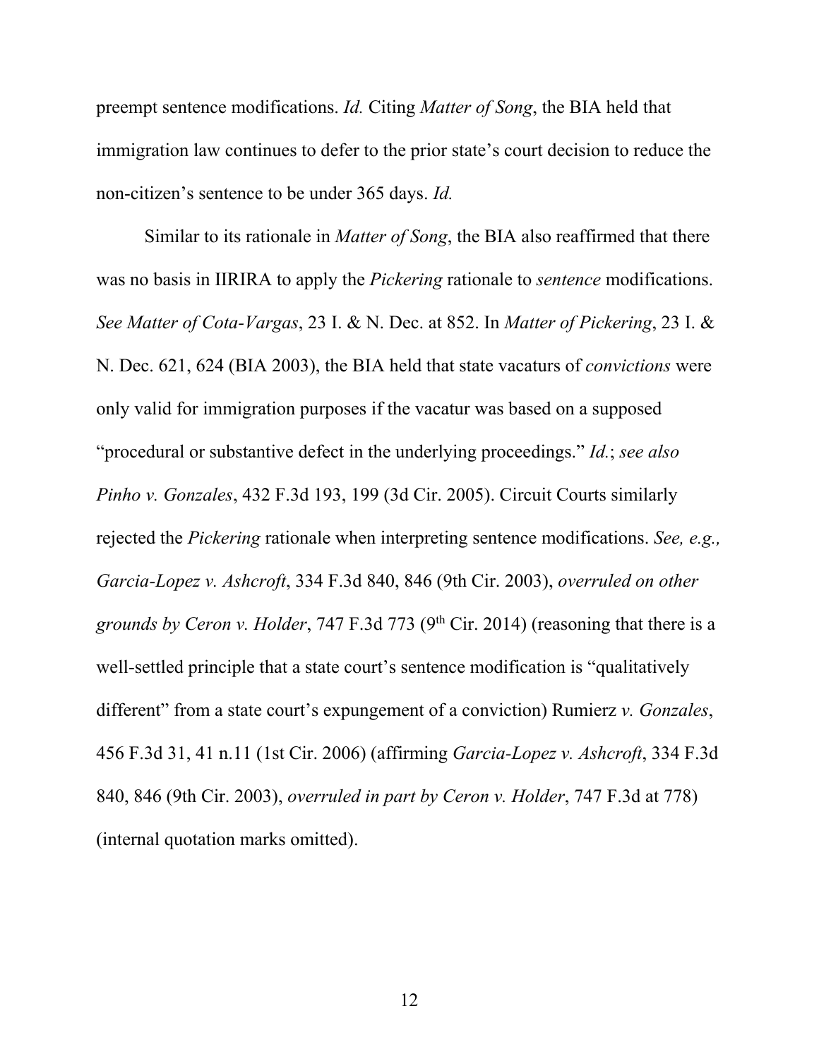preempt sentence modifications. *Id.* Citing *Matter of Song*, the BIA held that immigration law continues to defer to the prior state's court decision to reduce the non-citizen's sentence to be under 365 days. *Id.*

Similar to its rationale in *Matter of Song*, the BIA also reaffirmed that there was no basis in IIRIRA to apply the *Pickering* rationale to *sentence* modifications. *See Matter of Cota-Vargas*, 23 I. & N. Dec. at 852. In *Matter of Pickering*, 23 I. & N. Dec. 621, 624 (BIA 2003), the BIA held that state vacaturs of *convictions* were only valid for immigration purposes if the vacatur was based on a supposed "procedural or substantive defect in the underlying proceedings." *Id.*; *see also Pinho v. Gonzales*, 432 F.3d 193, 199 (3d Cir. 2005). Circuit Courts similarly rejected the *Pickering* rationale when interpreting sentence modifications. *See, e.g., Garcia-Lopez v. Ashcroft*, 334 F.3d 840, 846 (9th Cir. 2003), *overruled on other grounds by Ceron v. Holder*, 747 F.3d 773 (9th Cir. 2014) (reasoning that there is a well-settled principle that a state court's sentence modification is "qualitatively different" from a state court's expungement of a conviction) Rumierz *v. Gonzales*, 456 F.3d 31, 41 n.11 (1st Cir. 2006) (affirming *Garcia-Lopez v. Ashcroft*, 334 F.3d 840, 846 (9th Cir. 2003), *overruled in part by Ceron v. Holder*, 747 F.3d at 778) (internal quotation marks omitted).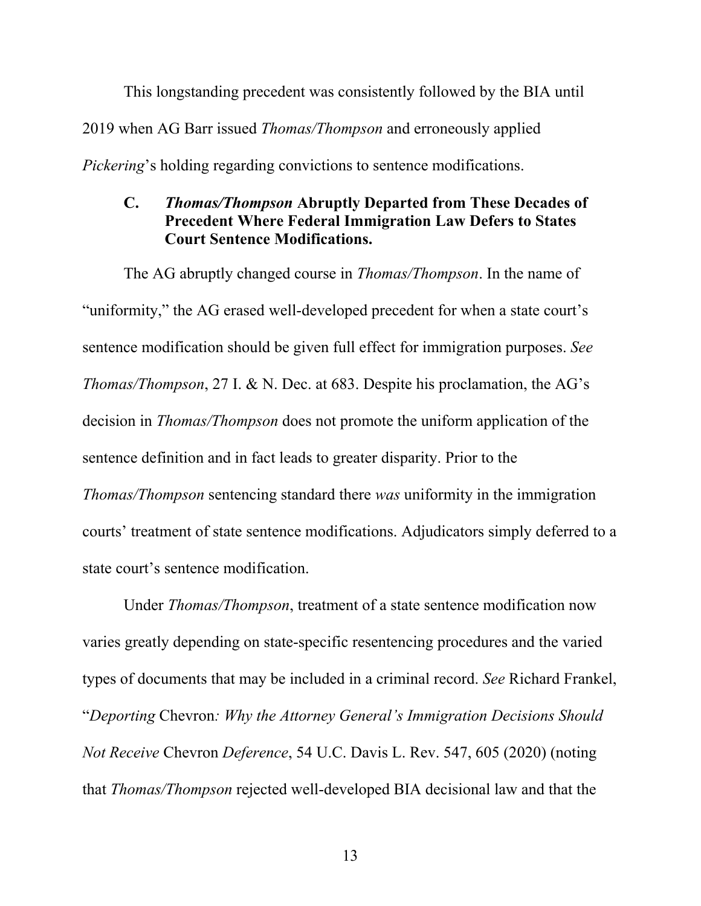This longstanding precedent was consistently followed by the BIA until 2019 when AG Barr issued *Thomas/Thompson* and erroneously applied *Pickering*'s holding regarding convictions to sentence modifications.

### C. *Thomas/Thompson* Abruptly Departed from These Decades of Precedent Where Federal Immigration Law Defers to States Court Sentence Modifications.

The AG abruptly changed course in *Thomas/Thompson*. In the name of "uniformity," the AG erased well-developed precedent for when a state court's sentence modification should be given full effect for immigration purposes. *See Thomas/Thompson*, 27 I. & N. Dec. at 683. Despite his proclamation, the AG's decision in *Thomas/Thompson* does not promote the uniform application of the sentence definition and in fact leads to greater disparity. Prior to the *Thomas/Thompson* sentencing standard there *was* uniformity in the immigration courts' treatment of state sentence modifications. Adjudicators simply deferred to a state court's sentence modification.

Under *Thomas/Thompson*, treatment of a state sentence modification now varies greatly depending on state-specific resentencing procedures and the varied types of documents that may be included in a criminal record. *See* Richard Frankel, "*Deporting* Chevron*: Why the Attorney General's Immigration Decisions Should Not Receive* Chevron *Deference*, 54 U.C. Davis L. Rev. 547, 605 (2020) (noting that *Thomas/Thompson* rejected well-developed BIA decisional law and that the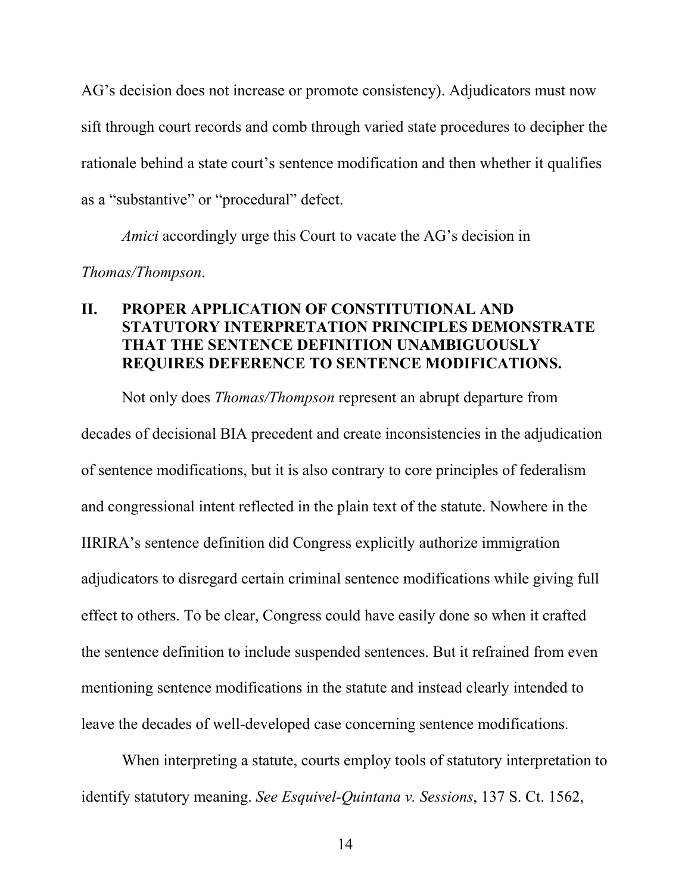AG's decision does not increase or promote consistency). Adjudicators must now sift through court records and comb through varied state procedures to decipher the rationale behind a state court's sentence modification and then whether it qualifies as a "substantive" or "procedural" defect.

*Amici* accordingly urge this Court to vacate the AG's decision in *Thomas/Thompson*.

## II. PROPER APPLICATION OF CONSTITUTIONAL AND STATUTORY INTERPRETATION PRINCIPLES DEMONSTRATE THAT THE SENTENCE DEFINITION UNAMBIGUOUSLY REQUIRES DEFERENCE TO SENTENCE MODIFICATIONS.

Not only does *Thomas/Thompson* represent an abrupt departure from decades of decisional BIA precedent and create inconsistencies in the adjudication of sentence modifications, but it is also contrary to core principles of federalism and congressional intent reflected in the plain text of the statute. Nowhere in the IIRIRA's sentence definition did Congress explicitly authorize immigration adjudicators to disregard certain criminal sentence modifications while giving full effect to others. To be clear, Congress could have easily done so when it crafted the sentence definition to include suspended sentences. But it refrained from even mentioning sentence modifications in the statute and instead clearly intended to leave the decades of well-developed case concerning sentence modifications.

When interpreting a statute, courts employ tools of statutory interpretation to identify statutory meaning. *See Esquivel-Quintana v. Sessions*, 137 S. Ct. 1562,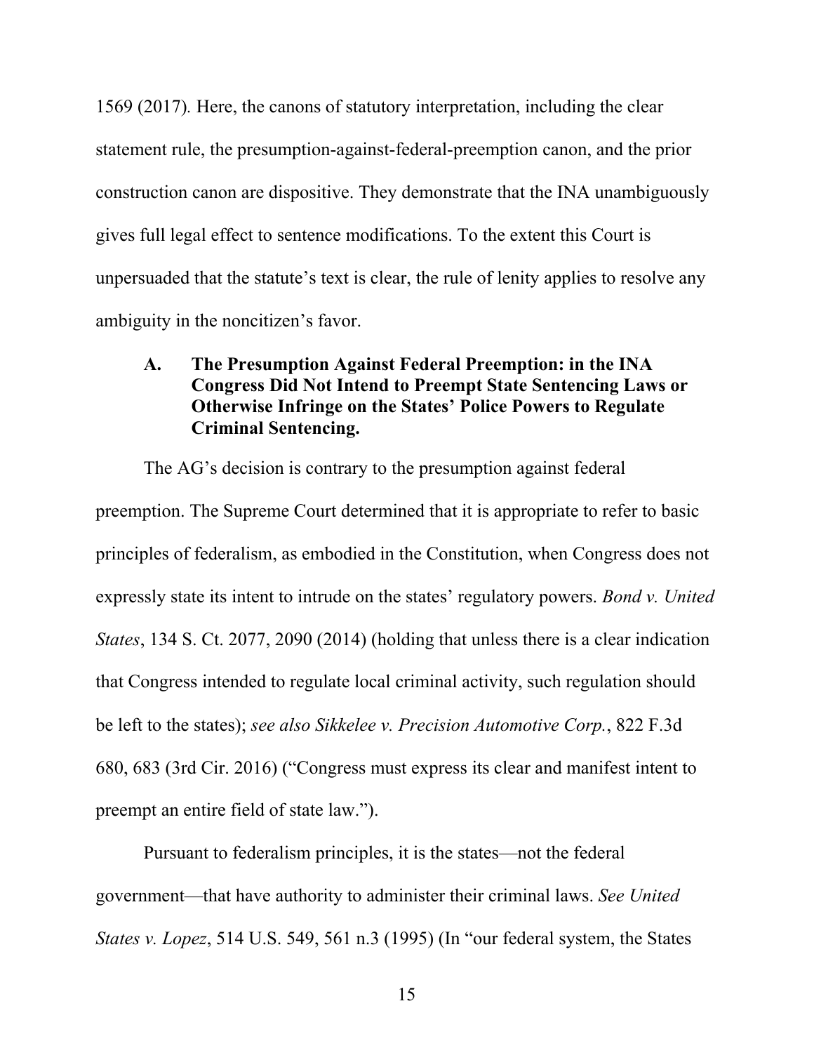1569 (2017). Here, the canons of statutory interpretation, including the clear statement rule, the presumption-against-federal-preemption canon, and the prior construction canon are dispositive. They demonstrate that the INA unambiguously gives full legal effect to sentence modifications. To the extent this Court is unpersuaded that the statute's text is clear, the rule of lenity applies to resolve any ambiguity in the noncitizen's favor.

### A. The Presumption Against Federal Preemption: in the INA Congress Did Not Intend to Preempt State Sentencing Laws or Otherwise Infringe on the States' Police Powers to Regulate Criminal Sentencing.

The AG's decision is contrary to the presumption against federal preemption. The Supreme Court determined that it is appropriate to refer to basic principles of federalism, as embodied in the Constitution, when Congress does not expressly state its intent to intrude on the states' regulatory powers. *Bond v. United States*, 134 S. Ct. 2077, 2090 (2014) (holding that unless there is a clear indication that Congress intended to regulate local criminal activity, such regulation should be left to the states); *see also Sikkelee v. Precision Automotive Corp.*, 822 F.3d 680, 683 (3rd Cir. 2016) ("Congress must express its clear and manifest intent to preempt an entire field of state law.").

Pursuant to federalism principles, it is the states—not the federal government—that have authority to administer their criminal laws. *See United States v. Lopez*, 514 U.S. 549, 561 n.3 (1995) (In "our federal system, the States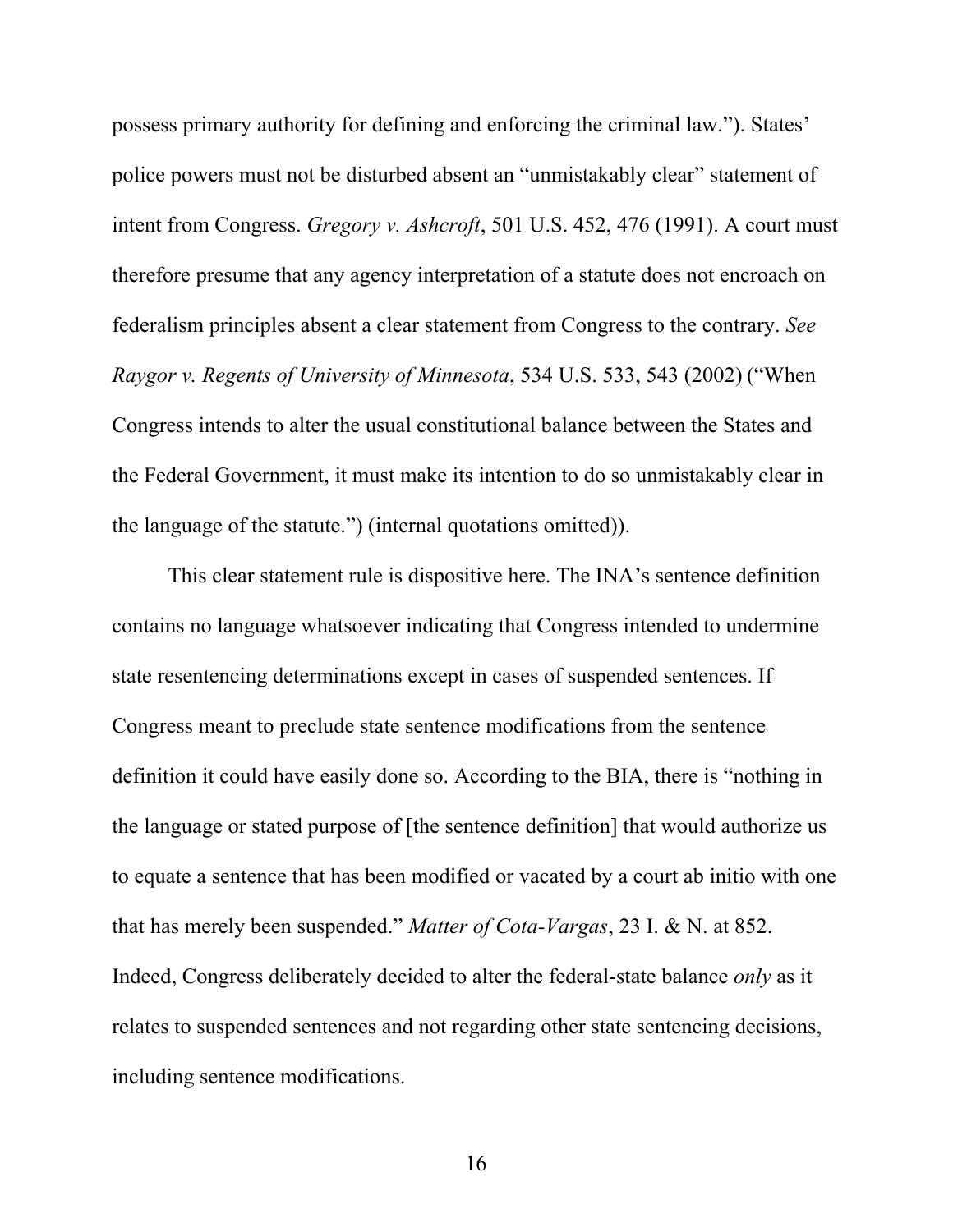possess primary authority for defining and enforcing the criminal law."). States' police powers must not be disturbed absent an "unmistakably clear" statement of intent from Congress. *Gregory v. Ashcroft*, 501 U.S. 452, 476 (1991). A court must therefore presume that any agency interpretation of a statute does not encroach on federalism principles absent a clear statement from Congress to the contrary. *See Raygor v. Regents of University of Minnesota*, 534 U.S. 533, 543 (2002) ("When Congress intends to alter the usual constitutional balance between the States and the Federal Government, it must make its intention to do so unmistakably clear in the language of the statute.") (internal quotations omitted)).

This clear statement rule is dispositive here. The INA's sentence definition contains no language whatsoever indicating that Congress intended to undermine state resentencing determinations except in cases of suspended sentences. If Congress meant to preclude state sentence modifications from the sentence definition it could have easily done so. According to the BIA, there is "nothing in the language or stated purpose of [the sentence definition] that would authorize us to equate a sentence that has been modified or vacated by a court ab initio with one that has merely been suspended." *Matter of Cota-Vargas*, 23 I. & N. at 852. Indeed, Congress deliberately decided to alter the federal-state balance *only* as it relates to suspended sentences and not regarding other state sentencing decisions, including sentence modifications.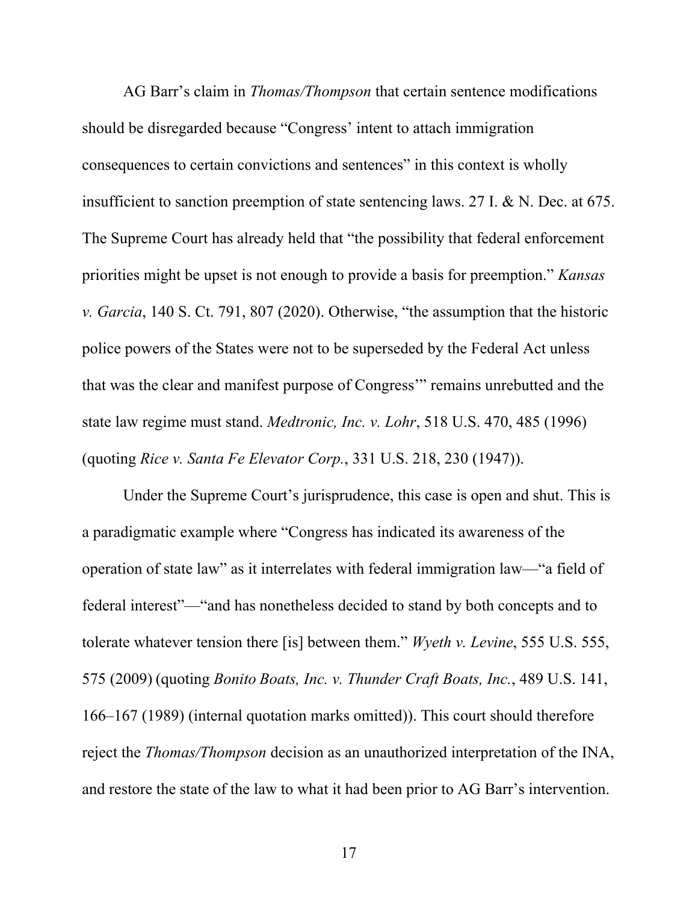AG Barr's claim in *Thomas/Thompson* that certain sentence modifications should be disregarded because "Congress' intent to attach immigration consequences to certain convictions and sentences" in this context is wholly insufficient to sanction preemption of state sentencing laws. 27 I. & N. Dec. at 675. The Supreme Court has already held that "the possibility that federal enforcement priorities might be upset is not enough to provide a basis for preemption." *Kansas v. Garcia*, 140 S. Ct. 791, 807 (2020). Otherwise, "the assumption that the historic police powers of the States were not to be superseded by the Federal Act unless that was the clear and manifest purpose of Congress'" remains unrebutted and the state law regime must stand. *Medtronic, Inc. v. Lohr*, 518 U.S. 470, 485 (1996) (quoting *Rice v. Santa Fe Elevator Corp.*, 331 U.S. 218, 230 (1947)).

Under the Supreme Court's jurisprudence, this case is open and shut. This is a paradigmatic example where "Congress has indicated its awareness of the operation of state law" as it interrelates with federal immigration law—"a field of federal interest"—"and has nonetheless decided to stand by both concepts and to tolerate whatever tension there [is] between them." *Wyeth v. Levine*, 555 U.S. 555, 575 (2009) (quoting *Bonito Boats, Inc. v. Thunder Craft Boats, Inc.*, 489 U.S. 141, 166–167 (1989) (internal quotation marks omitted)). This court should therefore reject the *Thomas/Thompson* decision as an unauthorized interpretation of the INA, and restore the state of the law to what it had been prior to AG Barr's intervention.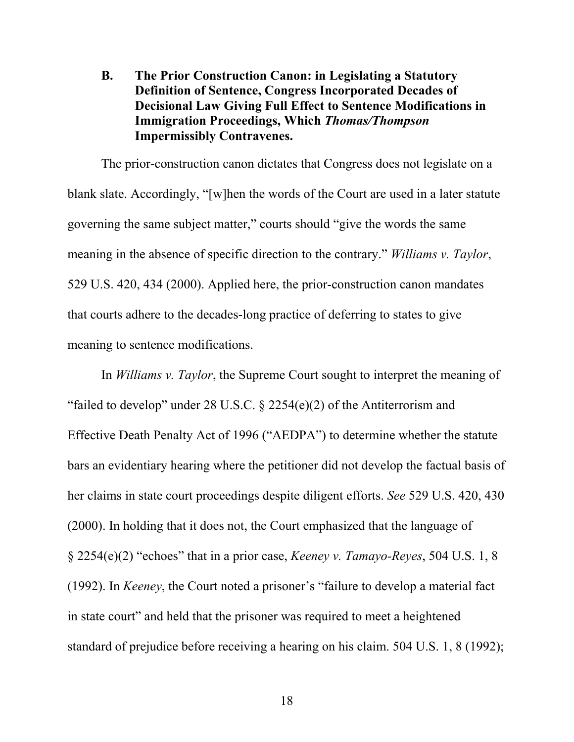### B. The Prior Construction Canon: in Legislating a Statutory Definition of Sentence, Congress Incorporated Decades of Decisional Law Giving Full Effect to Sentence Modifications in Immigration Proceedings, Which *Thomas/Thompson* Impermissibly Contravenes.

The prior-construction canon dictates that Congress does not legislate on a blank slate. Accordingly, "[w]hen the words of the Court are used in a later statute governing the same subject matter," courts should "give the words the same meaning in the absence of specific direction to the contrary." *Williams v. Taylor*, 529 U.S. 420, 434 (2000). Applied here, the prior-construction canon mandates that courts adhere to the decades-long practice of deferring to states to give meaning to sentence modifications.

In *Williams v. Taylor*, the Supreme Court sought to interpret the meaning of "failed to develop" under 28 U.S.C. § 2254(e)(2) of the Antiterrorism and Effective Death Penalty Act of 1996 ("AEDPA") to determine whether the statute bars an evidentiary hearing where the petitioner did not develop the factual basis of her claims in state court proceedings despite diligent efforts. *See* 529 U.S. 420, 430 (2000). In holding that it does not, the Court emphasized that the language of § 2254(e)(2) "echoes" that in a prior case, *Keeney v. Tamayo-Reyes*, 504 U.S. 1, 8 (1992). In *Keeney*, the Court noted a prisoner's "failure to develop a material fact in state court" and held that the prisoner was required to meet a heightened standard of prejudice before receiving a hearing on his claim. 504 U.S. 1, 8 (1992);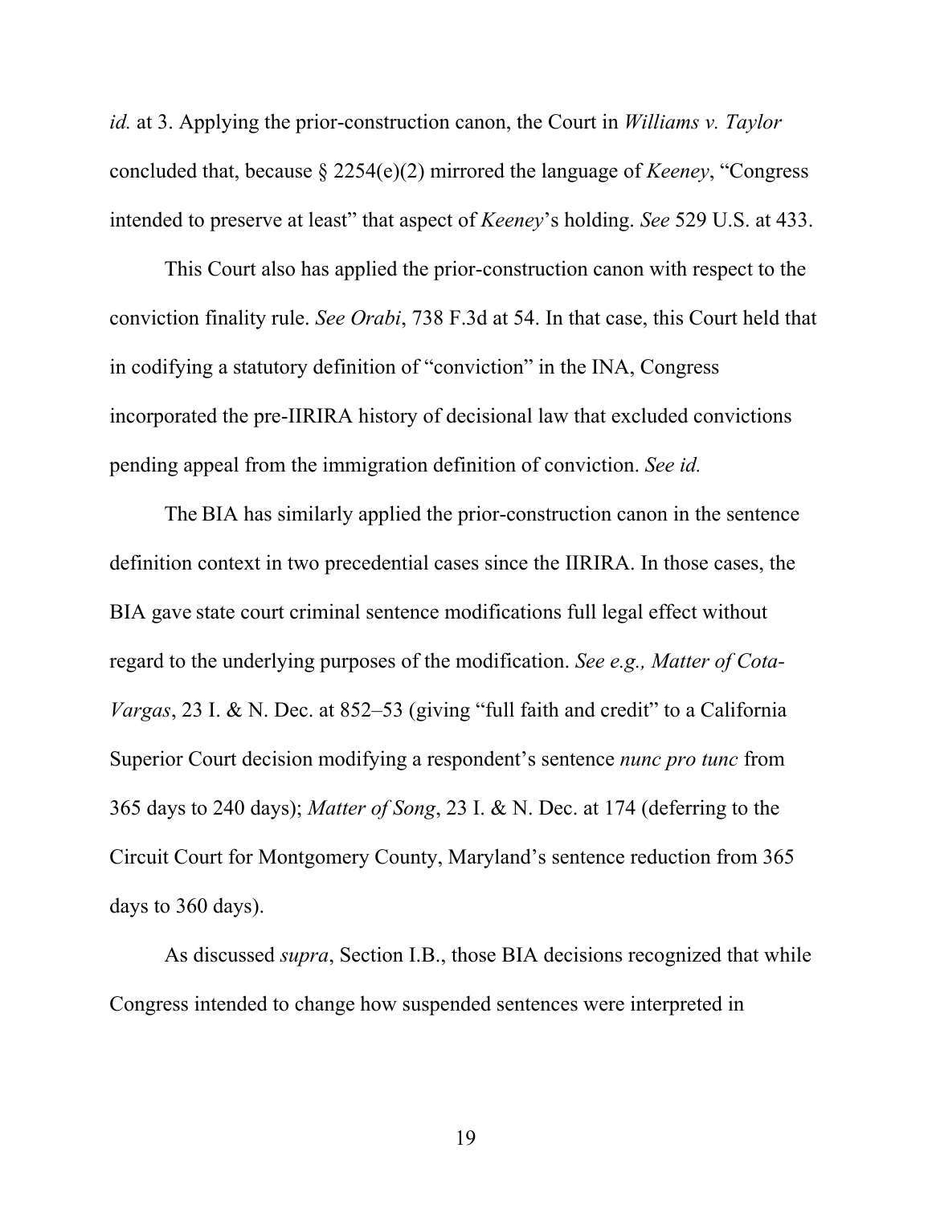*id.* at 3. Applying the prior-construction canon, the Court in *Williams v. Taylor* concluded that, because § 2254(e)(2) mirrored the language of *Keeney*, "Congress intended to preserve at least" that aspect of *Keeney*'s holding. *See* 529 U.S. at 433.

This Court also has applied the prior-construction canon with respect to the conviction finality rule. *See Orabi*, 738 F.3d at 54. In that case, this Court held that in codifying a statutory definition of "conviction" in the INA, Congress incorporated the pre-IIRIRA history of decisional law that excluded convictions pending appeal from the immigration definition of conviction. *See id.*

The BIA has similarly applied the prior-construction canon in the sentence definition context in two precedential cases since the IIRIRA. In those cases, the BIA gave state court criminal sentence modifications full legal effect without regard to the underlying purposes of the modification. *See e.g., Matter of Cota-Vargas*, 23 I. & N. Dec. at 852–53 (giving "full faith and credit" to a California Superior Court decision modifying a respondent's sentence *nunc pro tunc* from 365 days to 240 days); *Matter of Song*, 23 I. & N. Dec. at 174 (deferring to the Circuit Court for Montgomery County, Maryland's sentence reduction from 365 days to 360 days).

As discussed *supra*, Section I.B., those BIA decisions recognized that while Congress intended to change how suspended sentences were interpreted in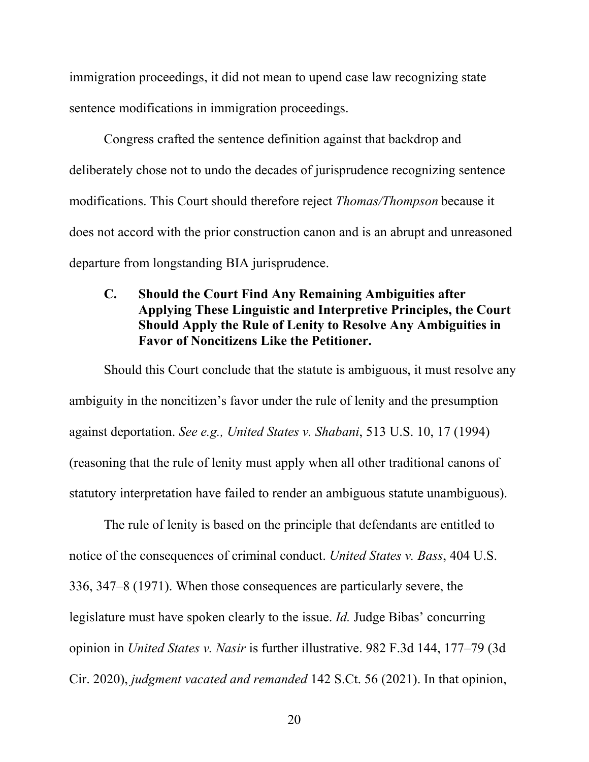immigration proceedings, it did not mean to upend case law recognizing state sentence modifications in immigration proceedings.

Congress crafted the sentence definition against that backdrop and deliberately chose not to undo the decades of jurisprudence recognizing sentence modifications. This Court should therefore reject *Thomas/Thompson* because it does not accord with the prior construction canon and is an abrupt and unreasoned departure from longstanding BIA jurisprudence.

### C. Should the Court Find Any Remaining Ambiguities after Applying These Linguistic and Interpretive Principles, the Court Should Apply the Rule of Lenity to Resolve Any Ambiguities in Favor of Noncitizens Like the Petitioner.

Should this Court conclude that the statute is ambiguous, it must resolve any ambiguity in the noncitizen's favor under the rule of lenity and the presumption against deportation. *See e.g., United States v. Shabani*, 513 U.S. 10, 17 (1994) (reasoning that the rule of lenity must apply when all other traditional canons of statutory interpretation have failed to render an ambiguous statute unambiguous).

The rule of lenity is based on the principle that defendants are entitled to notice of the consequences of criminal conduct. *United States v. Bass*, 404 U.S. 336, 347–8 (1971). When those consequences are particularly severe, the legislature must have spoken clearly to the issue. *Id.* Judge Bibas' concurring opinion in *United States v. Nasir* is further illustrative. 982 F.3d 144, 177–79 (3d Cir. 2020), *judgment vacated and remanded* 142 S.Ct. 56 (2021). In that opinion,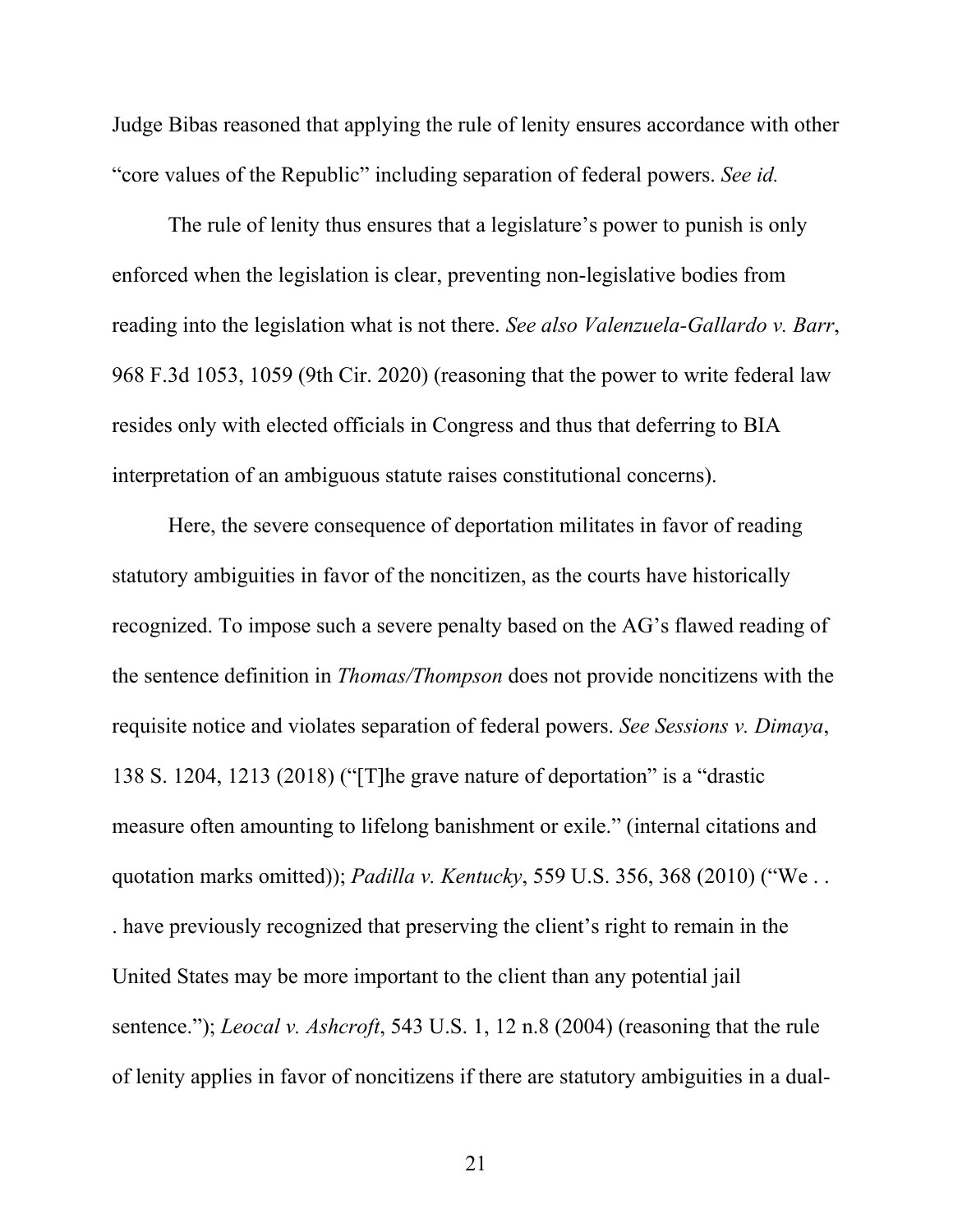Judge Bibas reasoned that applying the rule of lenity ensures accordance with other "core values of the Republic" including separation of federal powers. *See id.*

The rule of lenity thus ensures that a legislature's power to punish is only enforced when the legislation is clear, preventing non-legislative bodies from reading into the legislation what is not there. *See also Valenzuela-Gallardo v. Barr*, 968 F.3d 1053, 1059 (9th Cir. 2020) (reasoning that the power to write federal law resides only with elected officials in Congress and thus that deferring to BIA interpretation of an ambiguous statute raises constitutional concerns).

Here, the severe consequence of deportation militates in favor of reading statutory ambiguities in favor of the noncitizen, as the courts have historically recognized. To impose such a severe penalty based on the AG's flawed reading of the sentence definition in *Thomas/Thompson* does not provide noncitizens with the requisite notice and violates separation of federal powers. *See Sessions v. Dimaya*, 138 S. 1204, 1213 (2018) ("[T]he grave nature of deportation" is a "drastic measure often amounting to lifelong banishment or exile." (internal citations and quotation marks omitted)); *Padilla v. Kentucky*, 559 U.S. 356, 368 (2010) ("We . . . have previously recognized that preserving the client's right to remain in the United States may be more important to the client than any potential jail sentence."); *Leocal v. Ashcroft*, 543 U.S. 1, 12 n.8 (2004) (reasoning that the rule of lenity applies in favor of noncitizens if there are statutory ambiguities in a dual-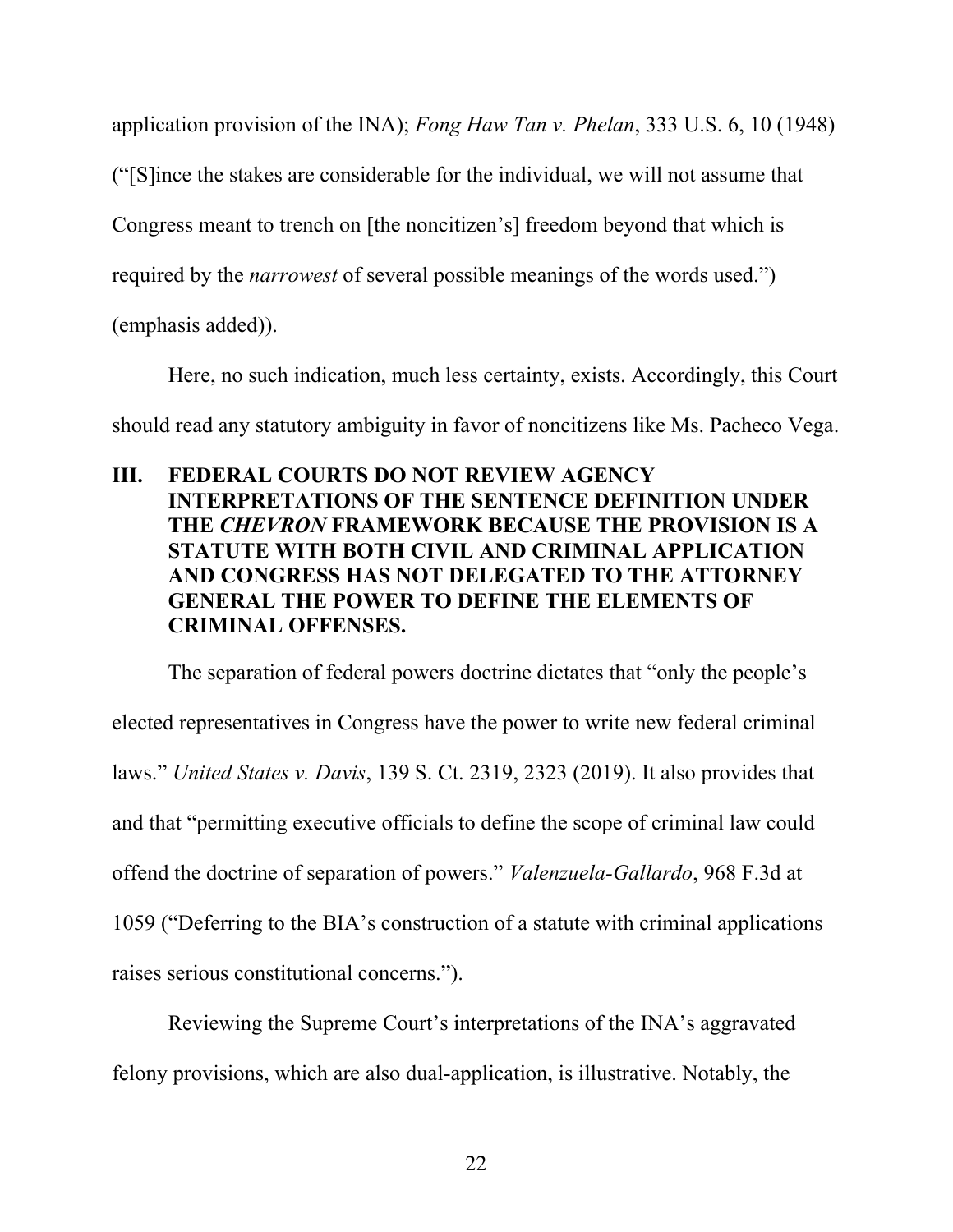application provision of the INA); *Fong Haw Tan v. Phelan*, 333 U.S. 6, 10 (1948) ("[S]ince the stakes are considerable for the individual, we will not assume that Congress meant to trench on [the noncitizen's] freedom beyond that which is required by the *narrowest* of several possible meanings of the words used.") (emphasis added)).

Here, no such indication, much less certainty, exists. Accordingly, this Court should read any statutory ambiguity in favor of noncitizens like Ms. Pacheco Vega.

## III. FEDERAL COURTS DO NOT REVIEW AGENCY INTERPRETATIONS OF THE SENTENCE DEFINITION UNDER THE *CHEVRON* FRAMEWORK BECAUSE THE PROVISION IS A STATUTE WITH BOTH CIVIL AND CRIMINAL APPLICATION AND CONGRESS HAS NOT DELEGATED TO THE ATTORNEY GENERAL THE POWER TO DEFINE THE ELEMENTS OF CRIMINAL OFFENSES.

The separation of federal powers doctrine dictates that "only the people's elected representatives in Congress have the power to write new federal criminal laws." *United States v. Davis*, 139 S. Ct. 2319, 2323 (2019). It also provides that and that "permitting executive officials to define the scope of criminal law could offend the doctrine of separation of powers." *Valenzuela-Gallardo*, 968 F.3d at 1059 ("Deferring to the BIA's construction of a statute with criminal applications raises serious constitutional concerns.").

Reviewing the Supreme Court's interpretations of the INA's aggravated felony provisions, which are also dual-application, is illustrative. Notably, the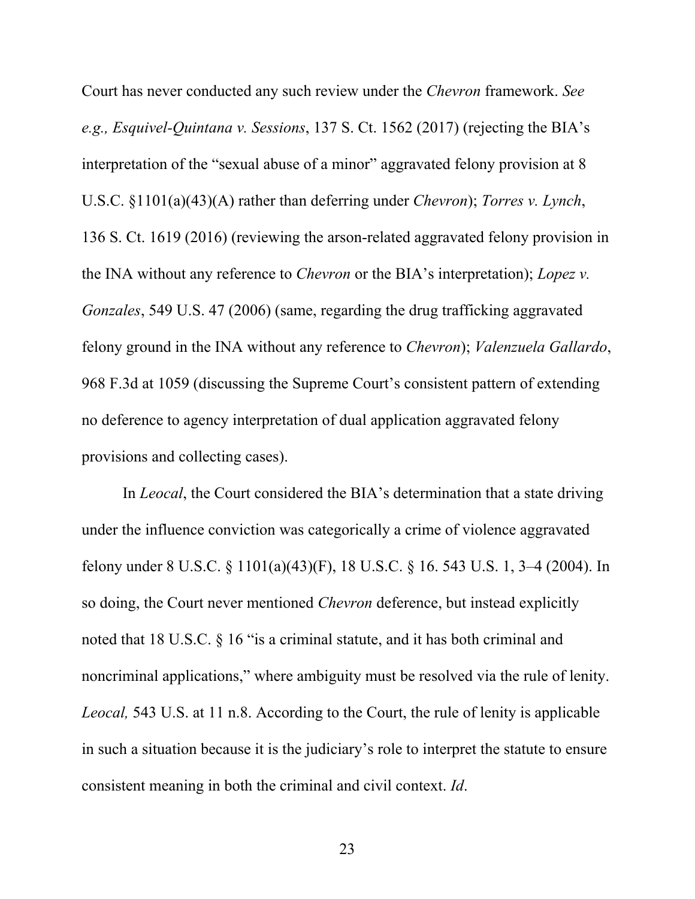Court has never conducted any such review under the *Chevron* framework. *See e.g., Esquivel-Quintana v. Sessions*, 137 S. Ct. 1562 (2017) (rejecting the BIA's interpretation of the "sexual abuse of a minor" aggravated felony provision at 8 U.S.C. §1101(a)(43)(A) rather than deferring under *Chevron*); *Torres v. Lynch*, 136 S. Ct. 1619 (2016) (reviewing the arson-related aggravated felony provision in the INA without any reference to *Chevron* or the BIA's interpretation); *Lopez v. Gonzales*, 549 U.S. 47 (2006) (same, regarding the drug trafficking aggravated felony ground in the INA without any reference to *Chevron*); *Valenzuela Gallardo*, 968 F.3d at 1059 (discussing the Supreme Court's consistent pattern of extending no deference to agency interpretation of dual application aggravated felony provisions and collecting cases).

In *Leocal*, the Court considered the BIA's determination that a state driving under the influence conviction was categorically a crime of violence aggravated felony under 8 U.S.C. § 1101(a)(43)(F), 18 U.S.C. § 16. 543 U.S. 1, 3–4 (2004). In so doing, the Court never mentioned *Chevron* deference, but instead explicitly noted that 18 U.S.C. § 16 "is a criminal statute, and it has both criminal and noncriminal applications," where ambiguity must be resolved via the rule of lenity. *Leocal,* 543 U.S. at 11 n.8. According to the Court, the rule of lenity is applicable in such a situation because it is the judiciary's role to interpret the statute to ensure consistent meaning in both the criminal and civil context. *Id*.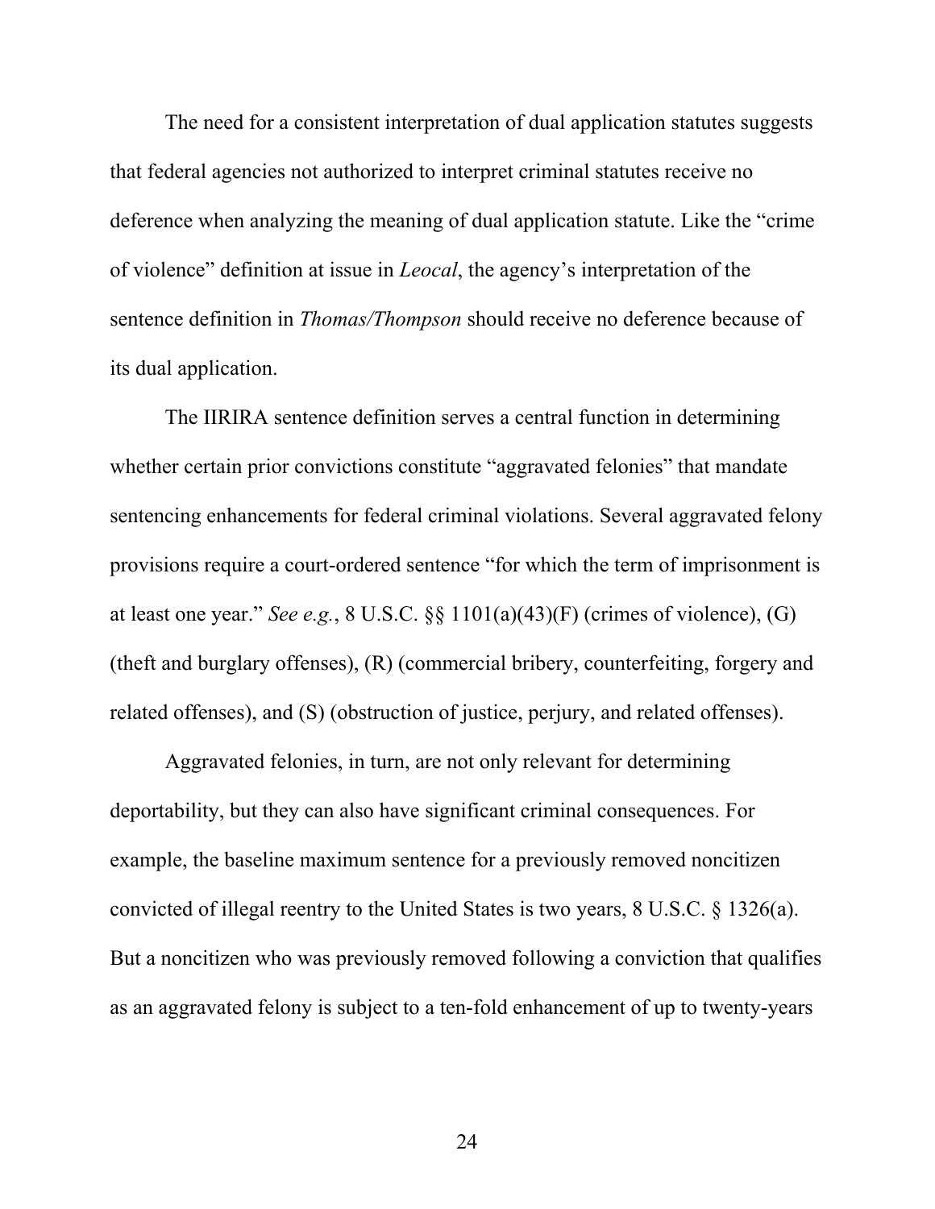The need for a consistent interpretation of dual application statutes suggests that federal agencies not authorized to interpret criminal statutes receive no deference when analyzing the meaning of dual application statute. Like the "crime of violence" definition at issue in *Leocal*, the agency's interpretation of the sentence definition in *Thomas/Thompson* should receive no deference because of its dual application.

The IIRIRA sentence definition serves a central function in determining whether certain prior convictions constitute "aggravated felonies" that mandate sentencing enhancements for federal criminal violations. Several aggravated felony provisions require a court-ordered sentence "for which the term of imprisonment is at least one year." *See e.g.*, 8 U.S.C. §§ 1101(a)(43)(F) (crimes of violence), (G) (theft and burglary offenses), (R) (commercial bribery, counterfeiting, forgery and related offenses), and (S) (obstruction of justice, perjury, and related offenses).

Aggravated felonies, in turn, are not only relevant for determining deportability, but they can also have significant criminal consequences. For example, the baseline maximum sentence for a previously removed noncitizen convicted of illegal reentry to the United States is two years, 8 U.S.C. § 1326(a). But a noncitizen who was previously removed following a conviction that qualifies as an aggravated felony is subject to a ten-fold enhancement of up to twenty-years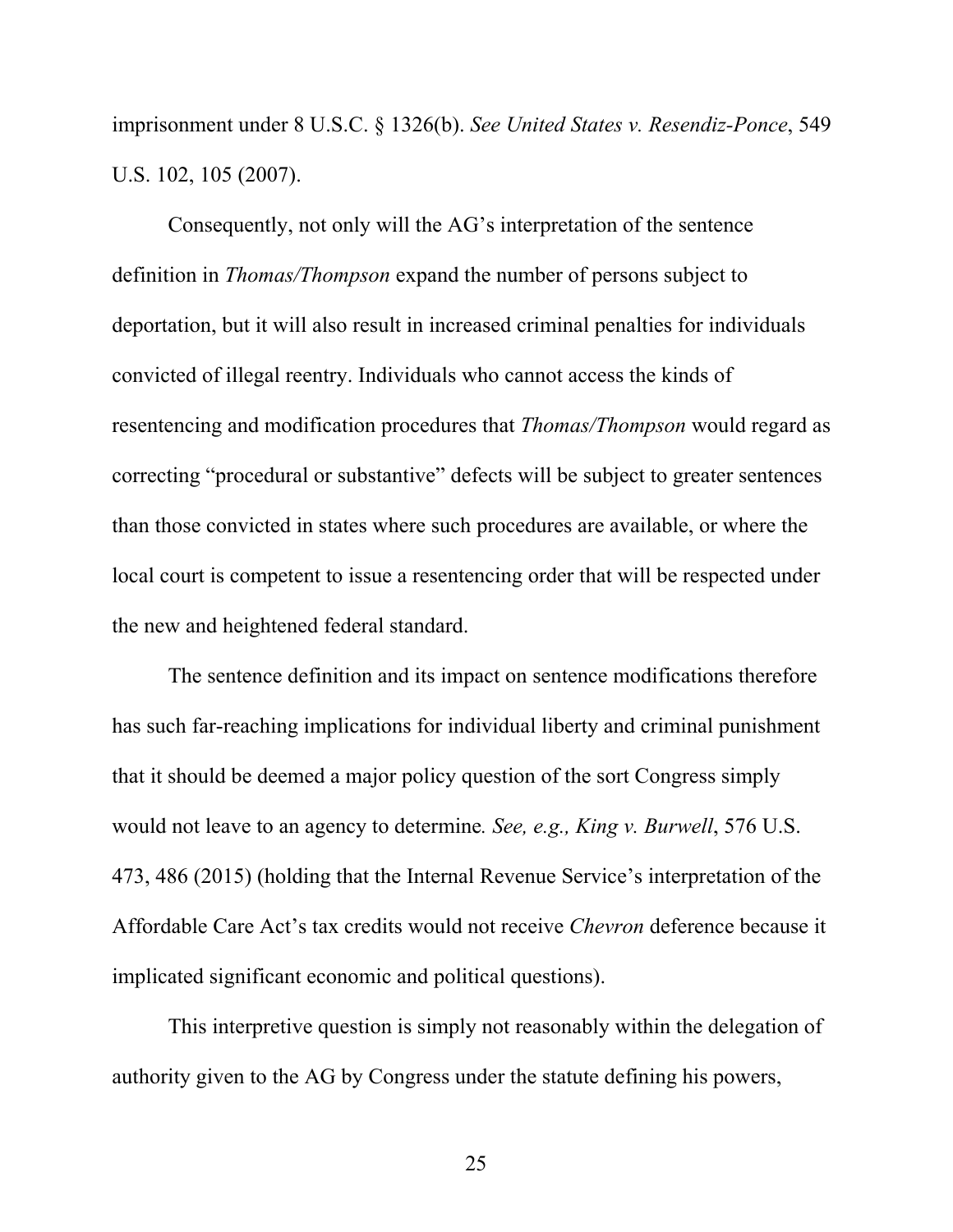imprisonment under 8 U.S.C. § 1326(b). *See United States v. Resendiz-Ponce*, 549 U.S. 102, 105 (2007).

Consequently, not only will the AG's interpretation of the sentence definition in *Thomas/Thompson* expand the number of persons subject to deportation, but it will also result in increased criminal penalties for individuals convicted of illegal reentry. Individuals who cannot access the kinds of resentencing and modification procedures that *Thomas/Thompson* would regard as correcting "procedural or substantive" defects will be subject to greater sentences than those convicted in states where such procedures are available, or where the local court is competent to issue a resentencing order that will be respected under the new and heightened federal standard.

The sentence definition and its impact on sentence modifications therefore has such far-reaching implications for individual liberty and criminal punishment that it should be deemed a major policy question of the sort Congress simply would not leave to an agency to determine. *See, e.g., King v. Burwell*, 576 U.S. 473, 486 (2015) (holding that the Internal Revenue Service's interpretation of the Affordable Care Act's tax credits would not receive *Chevron* deference because it implicated significant economic and political questions).

This interpretive question is simply not reasonably within the delegation of authority given to the AG by Congress under the statute defining his powers,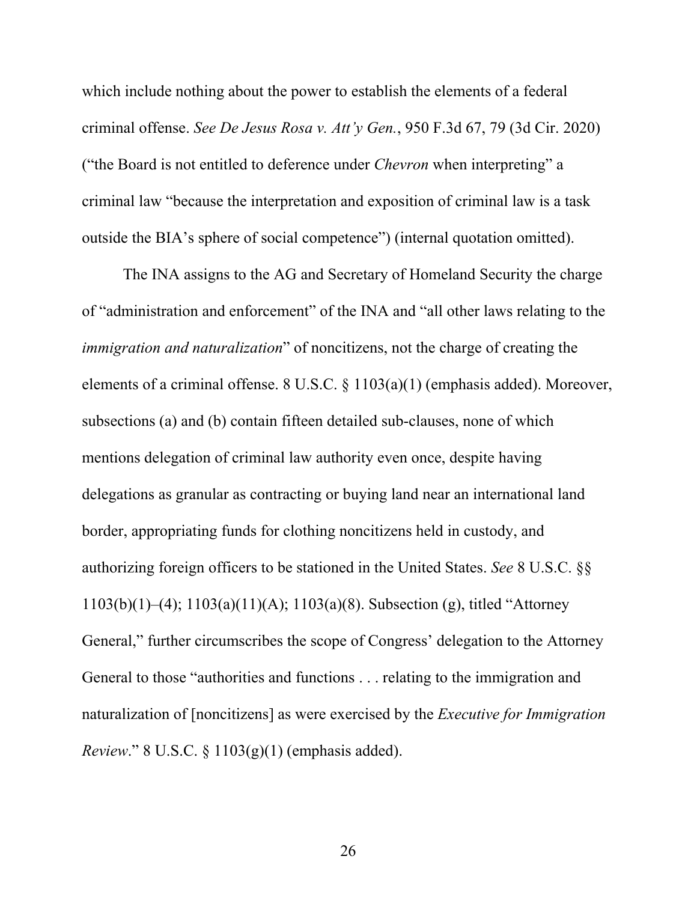which include nothing about the power to establish the elements of a federal criminal offense. *See De Jesus Rosa v. Att'y Gen.*, 950 F.3d 67, 79 (3d Cir. 2020) ("the Board is not entitled to deference under *Chevron* when interpreting" a criminal law "because the interpretation and exposition of criminal law is a task outside the BIA's sphere of social competence") (internal quotation omitted).

The INA assigns to the AG and Secretary of Homeland Security the charge of "administration and enforcement" of the INA and "all other laws relating to the *immigration and naturalization*" of noncitizens, not the charge of creating the elements of a criminal offense. 8 U.S.C. § 1103(a)(1) (emphasis added). Moreover, subsections (a) and (b) contain fifteen detailed sub-clauses, none of which mentions delegation of criminal law authority even once, despite having delegations as granular as contracting or buying land near an international land border, appropriating funds for clothing noncitizens held in custody, and authorizing foreign officers to be stationed in the United States. *See* 8 U.S.C. §§ 1103(b)(1)–(4); 1103(a)(11)(A); 1103(a)(8). Subsection (g), titled "Attorney General," further circumscribes the scope of Congress' delegation to the Attorney General to those "authorities and functions . . . relating to the immigration and naturalization of [noncitizens] as were exercised by the *Executive for Immigration Review*." 8 U.S.C. § 1103(g)(1) (emphasis added).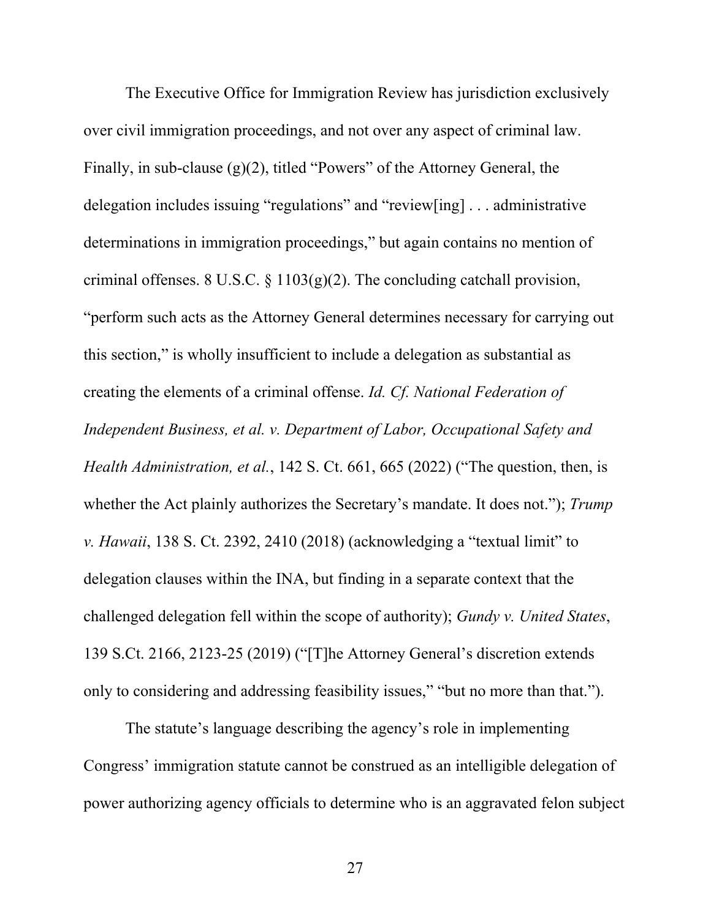The Executive Office for Immigration Review has jurisdiction exclusively over civil immigration proceedings, and not over any aspect of criminal law. Finally, in sub-clause (g)(2), titled "Powers" of the Attorney General, the delegation includes issuing "regulations" and "review[ing] . . . administrative determinations in immigration proceedings," but again contains no mention of criminal offenses. 8 U.S.C. § 1103(g)(2). The concluding catchall provision, "perform such acts as the Attorney General determines necessary for carrying out this section," is wholly insufficient to include a delegation as substantial as creating the elements of a criminal offense. *Id. Cf. National Federation of Independent Business, et al. v. Department of Labor, Occupational Safety and Health Administration, et al.*, 142 S. Ct. 661, 665 (2022) ("The question, then, is whether the Act plainly authorizes the Secretary's mandate. It does not."); *Trump v. Hawaii*, 138 S. Ct. 2392, 2410 (2018) (acknowledging a "textual limit" to delegation clauses within the INA, but finding in a separate context that the challenged delegation fell within the scope of authority); *Gundy v. United States*, 139 S.Ct. 2166, 2123-25 (2019) ("[T]he Attorney General's discretion extends only to considering and addressing feasibility issues," "but no more than that.").

The statute's language describing the agency's role in implementing Congress' immigration statute cannot be construed as an intelligible delegation of power authorizing agency officials to determine who is an aggravated felon subject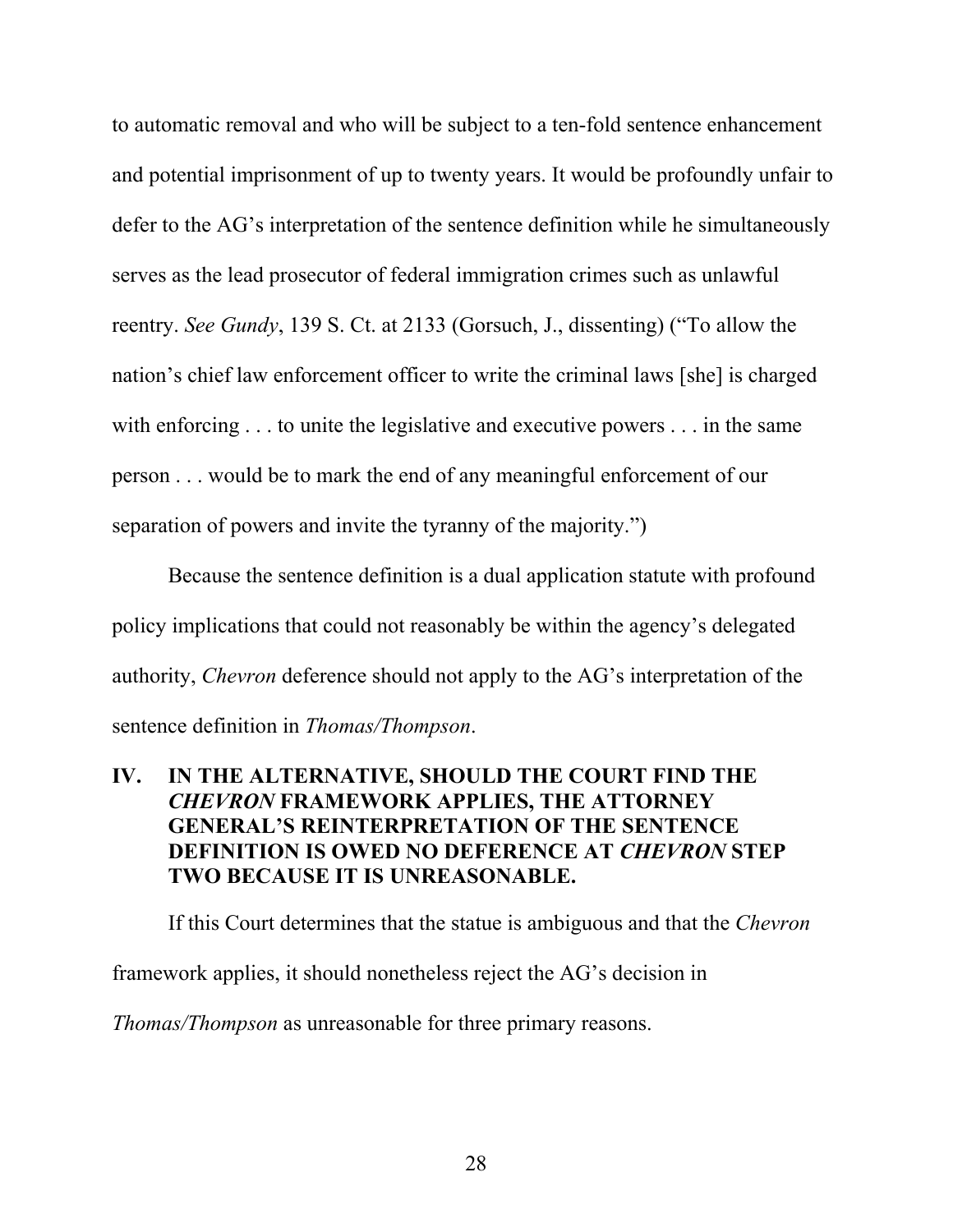to automatic removal and who will be subject to a ten-fold sentence enhancement and potential imprisonment of up to twenty years. It would be profoundly unfair to defer to the AG's interpretation of the sentence definition while he simultaneously serves as the lead prosecutor of federal immigration crimes such as unlawful reentry. *See Gundy*, 139 S. Ct. at 2133 (Gorsuch, J., dissenting) ("To allow the nation's chief law enforcement officer to write the criminal laws [she] is charged with enforcing . . . to unite the legislative and executive powers . . . in the same person . . . would be to mark the end of any meaningful enforcement of our separation of powers and invite the tyranny of the majority.")

Because the sentence definition is a dual application statute with profound policy implications that could not reasonably be within the agency's delegated authority, *Chevron* deference should not apply to the AG's interpretation of the sentence definition in *Thomas/Thompson*.

## IV. IN THE ALTERNATIVE, SHOULD THE COURT FIND THE *CHEVRON* FRAMEWORK APPLIES, THE ATTORNEY GENERAL'S REINTERPRETATION OF THE SENTENCE DEFINITION IS OWED NO DEFERENCE AT *CHEVRON* STEP TWO BECAUSE IT IS UNREASONABLE.

If this Court determines that the statue is ambiguous and that the *Chevron* framework applies, it should nonetheless reject the AG's decision in *Thomas/Thompson* as unreasonable for three primary reasons.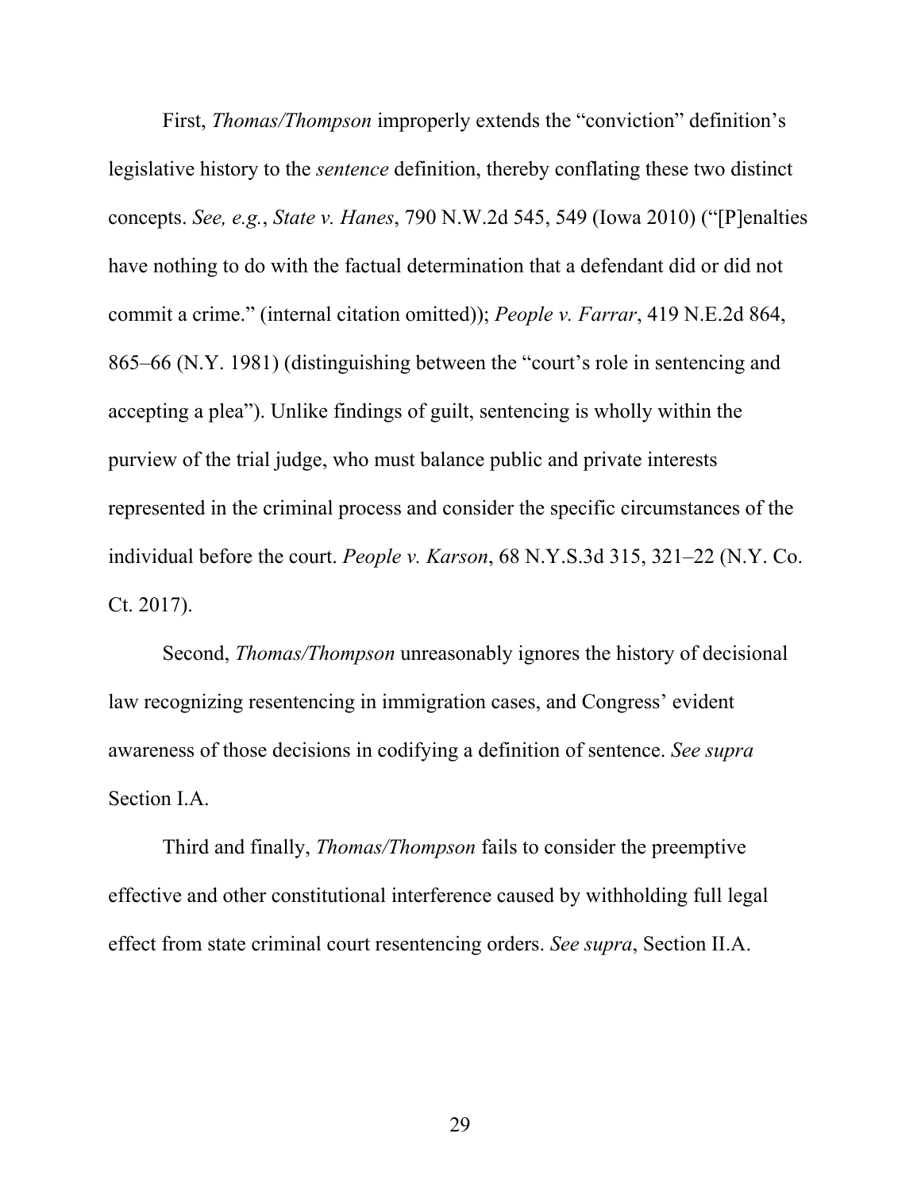First, *Thomas/Thompson* improperly extends the "conviction" definition's legislative history to the *sentence* definition, thereby conflating these two distinct concepts. *See, e.g.*, *State v. Hanes*, 790 N.W.2d 545, 549 (Iowa 2010) ("[P]enalties have nothing to do with the factual determination that a defendant did or did not commit a crime." (internal citation omitted)); *People v. Farrar*, 419 N.E.2d 864, 865–66 (N.Y. 1981) (distinguishing between the "court's role in sentencing and accepting a plea"). Unlike findings of guilt, sentencing is wholly within the purview of the trial judge, who must balance public and private interests represented in the criminal process and consider the specific circumstances of the individual before the court. *People v. Karson*, 68 N.Y.S.3d 315, 321–22 (N.Y. Co. Ct. 2017).

Second, *Thomas/Thompson* unreasonably ignores the history of decisional law recognizing resentencing in immigration cases, and Congress' evident awareness of those decisions in codifying a definition of sentence. *See supra* Section I.A.

Third and finally, *Thomas/Thompson* fails to consider the preemptive effective and other constitutional interference caused by withholding full legal effect from state criminal court resentencing orders. *See supra*, Section II.A.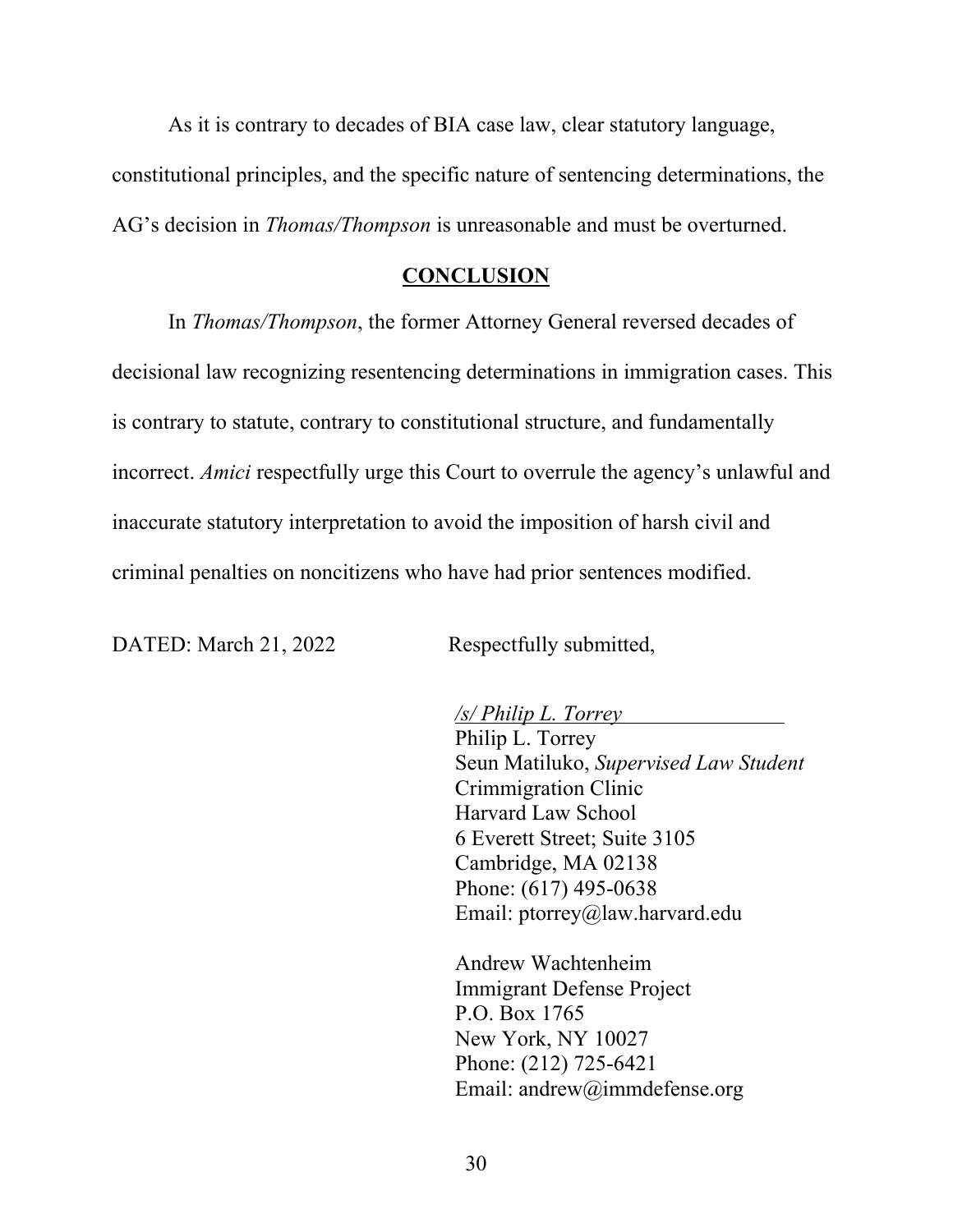As it is contrary to decades of BIA case law, clear statutory language, constitutional principles, and the specific nature of sentencing determinations, the AG's decision in *Thomas/Thompson* is unreasonable and must be overturned.

## **CONCLUSION**

In *Thomas/Thompson*, the former Attorney General reversed decades of decisional law recognizing resentencing determinations in immigration cases. This is contrary to statute, contrary to constitutional structure, and fundamentally incorrect. *Amici* respectfully urge this Court to overrule the agency's unlawful and inaccurate statutory interpretation to avoid the imposition of harsh civil and criminal penalties on noncitizens who have had prior sentences modified.

DATED: March 21, 2022 Respectfully submitted,

*/s/ Philip L. Torrey*
Philip L. Torrey
Seun Matiluko, *Supervised Law Student*
Crimmigration Clinic
Harvard Law School
6 Everett Street; Suite 3105
Cambridge, MA 02138
Phone: (617) 495-0638
Email: ptorrey@law.harvard.edu

Andrew Wachtenheim
Immigrant Defense Project
P.O. Box 1765
New York, NY 10027
Phone: (212) 725-6421
Email: andrew@immdefense.org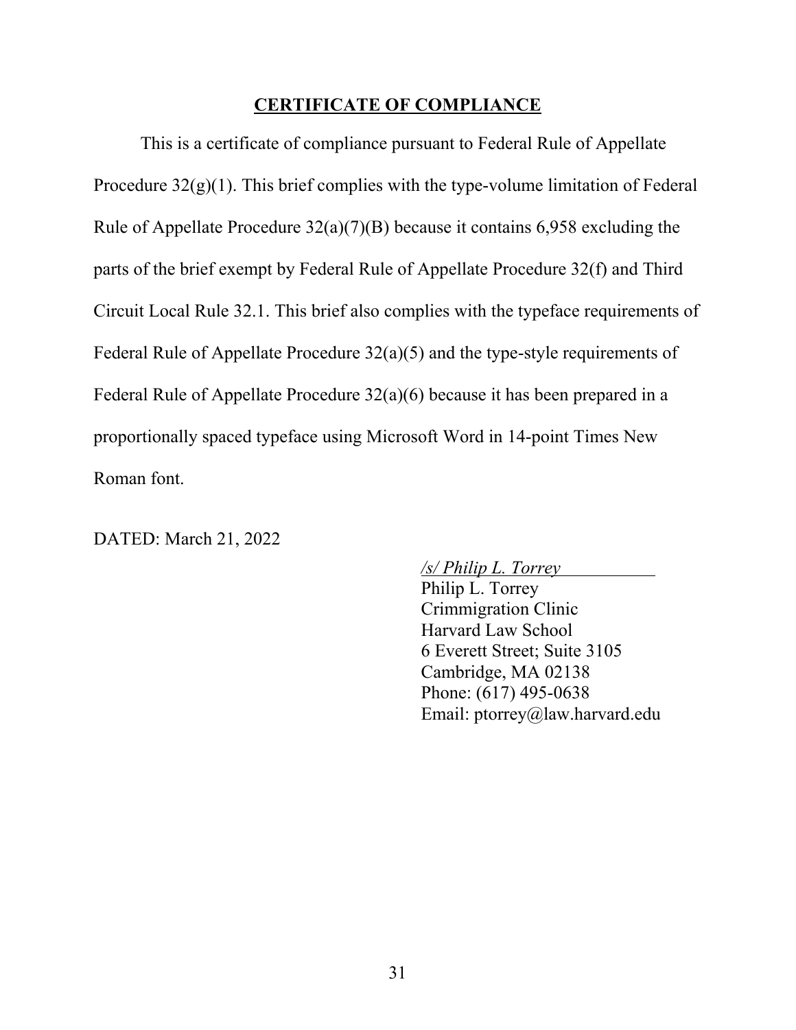## CERTIFICATE OF COMPLIANCE

This is a certificate of compliance pursuant to Federal Rule of Appellate Procedure 32(g)(1). This brief complies with the type-volume limitation of Federal Rule of Appellate Procedure 32(a)(7)(B) because it contains 6,958 excluding the parts of the brief exempt by Federal Rule of Appellate Procedure 32(f) and Third Circuit Local Rule 32.1. This brief also complies with the typeface requirements of Federal Rule of Appellate Procedure 32(a)(5) and the type-style requirements of Federal Rule of Appellate Procedure 32(a)(6) because it has been prepared in a proportionally spaced typeface using Microsoft Word in 14-point Times New Roman font.

DATED: March 21, 2022

*/s/ Philip L. Torrey*
Philip L. Torrey
Crimmigration Clinic
Harvard Law School
6 Everett Street; Suite 3105
Cambridge, MA 02138
Phone: (617) 495-0638
Email: ptorrey@law.harvard.edu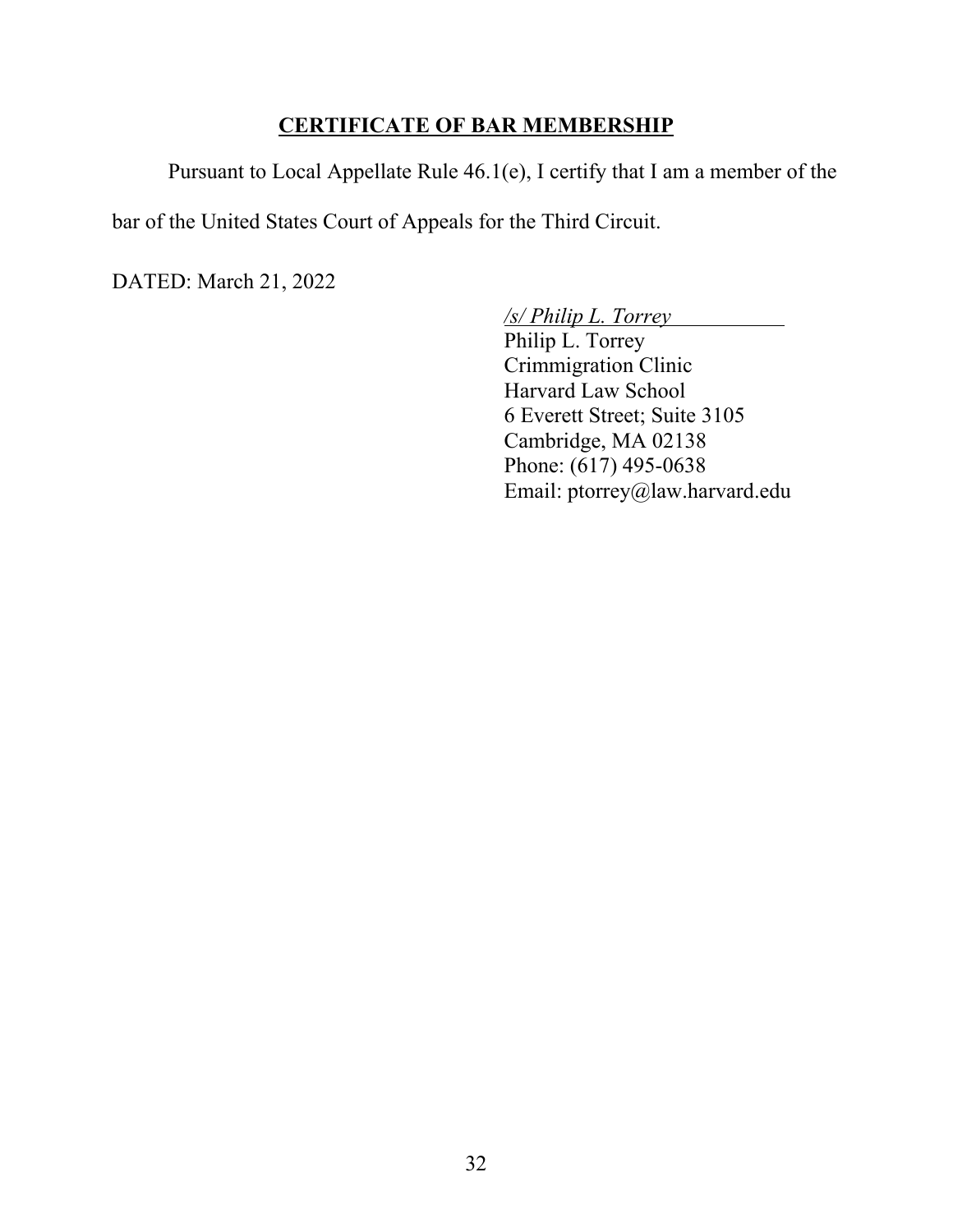## CERTIFICATE OF BAR MEMBERSHIP

Pursuant to Local Appellate Rule 46.1(e), I certify that I am a member of the bar of the United States Court of Appeals for the Third Circuit.

DATED: March 21, 2022

*/s/ Philip L. Torrey*
Philip L. Torrey
Crimmigration Clinic
Harvard Law School
6 Everett Street; Suite 3105
Cambridge, MA 02138
Phone: (617) 495-0638
Email: ptorrey@law.harvard.edu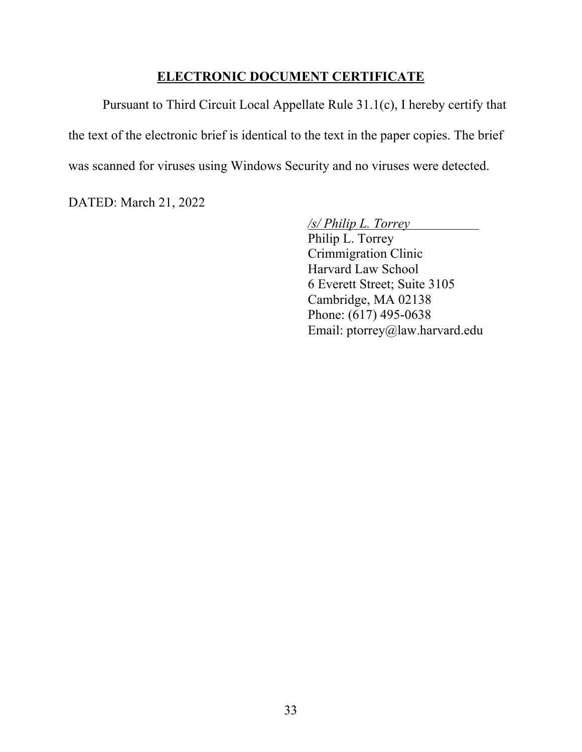## ELECTRONIC DOCUMENT CERTIFICATE

Pursuant to Third Circuit Local Appellate Rule 31.1(c), I hereby certify that the text of the electronic brief is identical to the text in the paper copies. The brief was scanned for viruses using Windows Security and no viruses were detected.

DATED: March 21, 2022

*/s/ Philip L. Torrey*
Philip L. Torrey
Crimmigration Clinic
Harvard Law School
6 Everett Street; Suite 3105
Cambridge, MA 02138
Phone: (617) 495-0638
Email: ptorrey@law.harvard.edu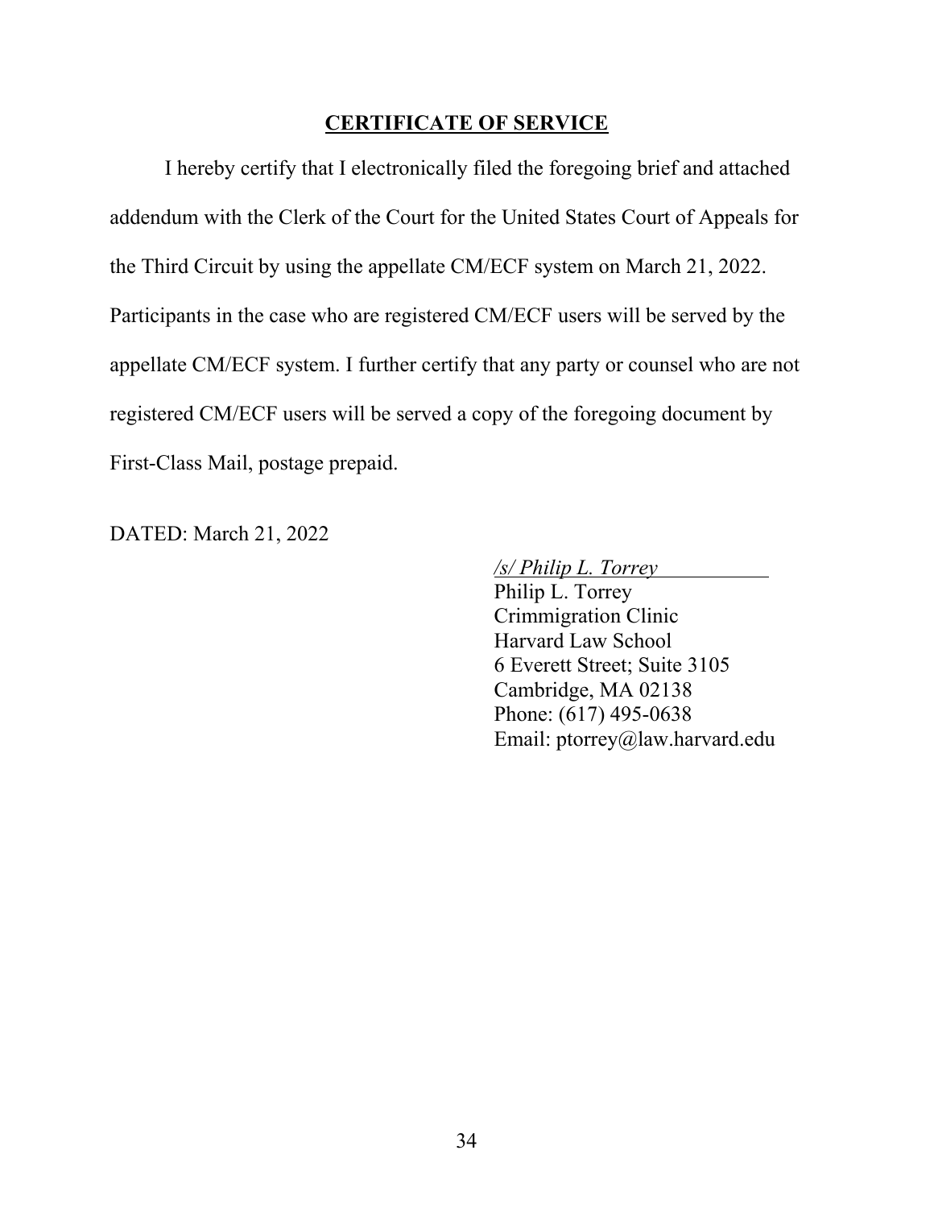## CERTIFICATE OF SERVICE

I hereby certify that I electronically filed the foregoing brief and attached addendum with the Clerk of the Court for the United States Court of Appeals for the Third Circuit by using the appellate CM/ECF system on March 21, 2022. Participants in the case who are registered CM/ECF users will be served by the appellate CM/ECF system. I further certify that any party or counsel who are not registered CM/ECF users will be served a copy of the foregoing document by First-Class Mail, postage prepaid.

DATED: March 21, 2022

*/s/ Philip L. Torrey*
Philip L. Torrey
Crimmigration Clinic
Harvard Law School
6 Everett Street; Suite 3105
Cambridge, MA 02138
Phone: (617) 495-0638
Email: ptorrey@law.harvard.edu